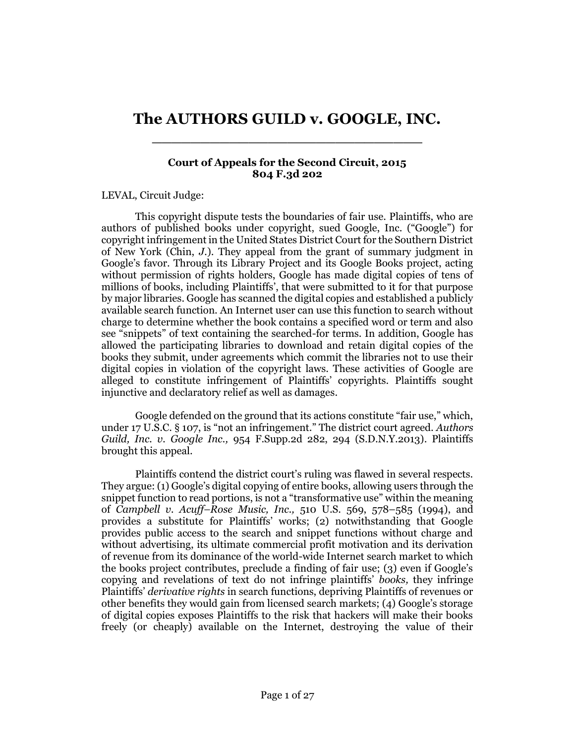# The AUTHORS GUILD v. GOOGLE, INC.

**Court of Appeals for the Second Circuit, 2015**
**804 F.3d 202**

LEVAL, Circuit Judge:

This copyright dispute tests the boundaries of fair use. Plaintiffs, who are authors of published books under copyright, sued Google, Inc. ("Google") for copyright infringement in the United States District Court for the Southern District of New York (Chin, *J.*). They appeal from the grant of summary judgment in Google's favor. Through its Library Project and its Google Books project, acting without permission of rights holders, Google has made digital copies of tens of millions of books, including Plaintiffs', that were submitted to it for that purpose by major libraries. Google has scanned the digital copies and established a publicly available search function. An Internet user can use this function to search without charge to determine whether the book contains a specified word or term and also see "snippets" of text containing the searched-for terms. In addition, Google has allowed the participating libraries to download and retain digital copies of the books they submit, under agreements which commit the libraries not to use their digital copies in violation of the copyright laws. These activities of Google are alleged to constitute infringement of Plaintiffs' copyrights. Plaintiffs sought injunctive and declaratory relief as well as damages.

Google defended on the ground that its actions constitute "fair use," which, under 17 U.S.C. § 107, is "not an infringement." The district court agreed. *Authors Guild, Inc. v. Google Inc.,* 954 F.Supp.2d 282, 294 (S.D.N.Y.2013). Plaintiffs brought this appeal.

Plaintiffs contend the district court's ruling was flawed in several respects. They argue: (1) Google's digital copying of entire books, allowing users through the snippet function to read portions, is not a "transformative use" within the meaning of *Campbell v. Acuff–Rose Music, Inc.,* 510 U.S. 569, 578–585 (1994), and provides a substitute for Plaintiffs' works; (2) notwithstanding that Google provides public access to the search and snippet functions without charge and without advertising, its ultimate commercial profit motivation and its derivation of revenue from its dominance of the world-wide Internet search market to which the books project contributes, preclude a finding of fair use; (3) even if Google's copying and revelations of text do not infringe plaintiffs' *books,* they infringe Plaintiffs' *derivative rights* in search functions, depriving Plaintiffs of revenues or other benefits they would gain from licensed search markets; (4) Google's storage of digital copies exposes Plaintiffs to the risk that hackers will make their books freely (or cheaply) available on the Internet, destroying the value of their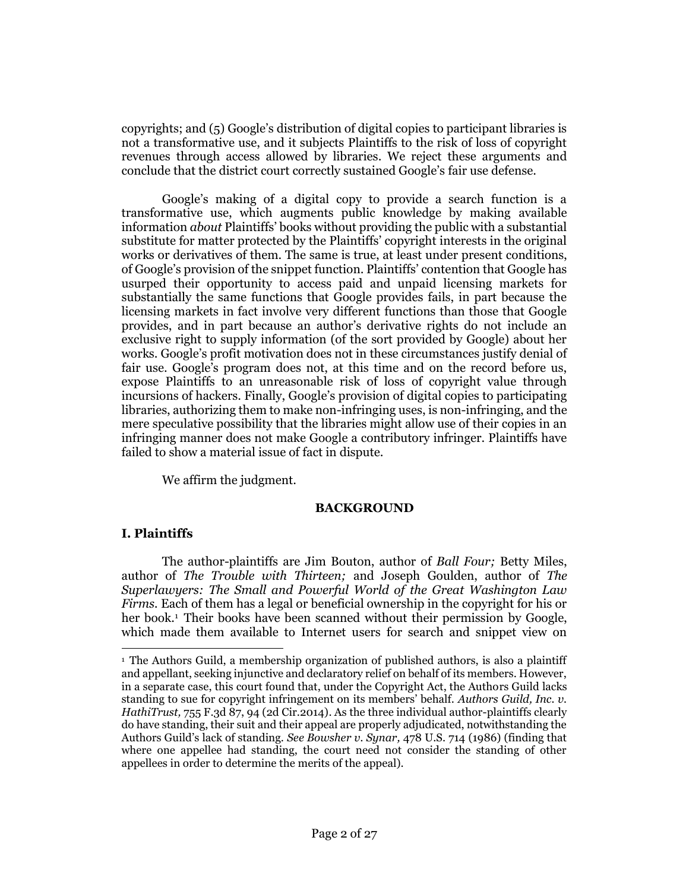copyrights; and (5) Google's distribution of digital copies to participant libraries is not a transformative use, and it subjects Plaintiffs to the risk of loss of copyright revenues through access allowed by libraries. We reject these arguments and conclude that the district court correctly sustained Google's fair use defense.

Google's making of a digital copy to provide a search function is a transformative use, which augments public knowledge by making available information *about* Plaintiffs' books without providing the public with a substantial substitute for matter protected by the Plaintiffs' copyright interests in the original works or derivatives of them. The same is true, at least under present conditions, of Google's provision of the snippet function. Plaintiffs' contention that Google has usurped their opportunity to access paid and unpaid licensing markets for substantially the same functions that Google provides fails, in part because the licensing markets in fact involve very different functions than those that Google provides, and in part because an author's derivative rights do not include an exclusive right to supply information (of the sort provided by Google) about her works. Google's profit motivation does not in these circumstances justify denial of fair use. Google's program does not, at this time and on the record before us, expose Plaintiffs to an unreasonable risk of loss of copyright value through incursions of hackers. Finally, Google's provision of digital copies to participating libraries, authorizing them to make non-infringing uses, is non-infringing, and the mere speculative possibility that the libraries might allow use of their copies in an infringing manner does not make Google a contributory infringer. Plaintiffs have failed to show a material issue of fact in dispute.

We affirm the judgment.

## BACKGROUND

### I. Plaintiffs

The author-plaintiffs are Jim Bouton, author of *Ball Four;* Betty Miles, author of *The Trouble with Thirteen;* and Joseph Goulden, author of *The Superlawyers: The Small and Powerful World of the Great Washington Law Firms.* Each of them has a legal or beneficial ownership in the copyright for his or her book.[1] Their books have been scanned without their permission by Google, which made them available to Internet users for search and snippet view on

[1] The Authors Guild, a membership organization of published authors, is also a plaintiff and appellant, seeking injunctive and declaratory relief on behalf of its members. However, in a separate case, this court found that, under the Copyright Act, the Authors Guild lacks standing to sue for copyright infringement on its members' behalf. *Authors Guild, Inc. v. HathiTrust,* 755 F.3d 87, 94 (2d Cir.2014). As the three individual author-plaintiffs clearly do have standing, their suit and their appeal are properly adjudicated, notwithstanding the Authors Guild's lack of standing. *See Bowsher v. Synar,* 478 U.S. 714 (1986) (finding that where one appellee had standing, the court need not consider the standing of other appellees in order to determine the merits of the appeal).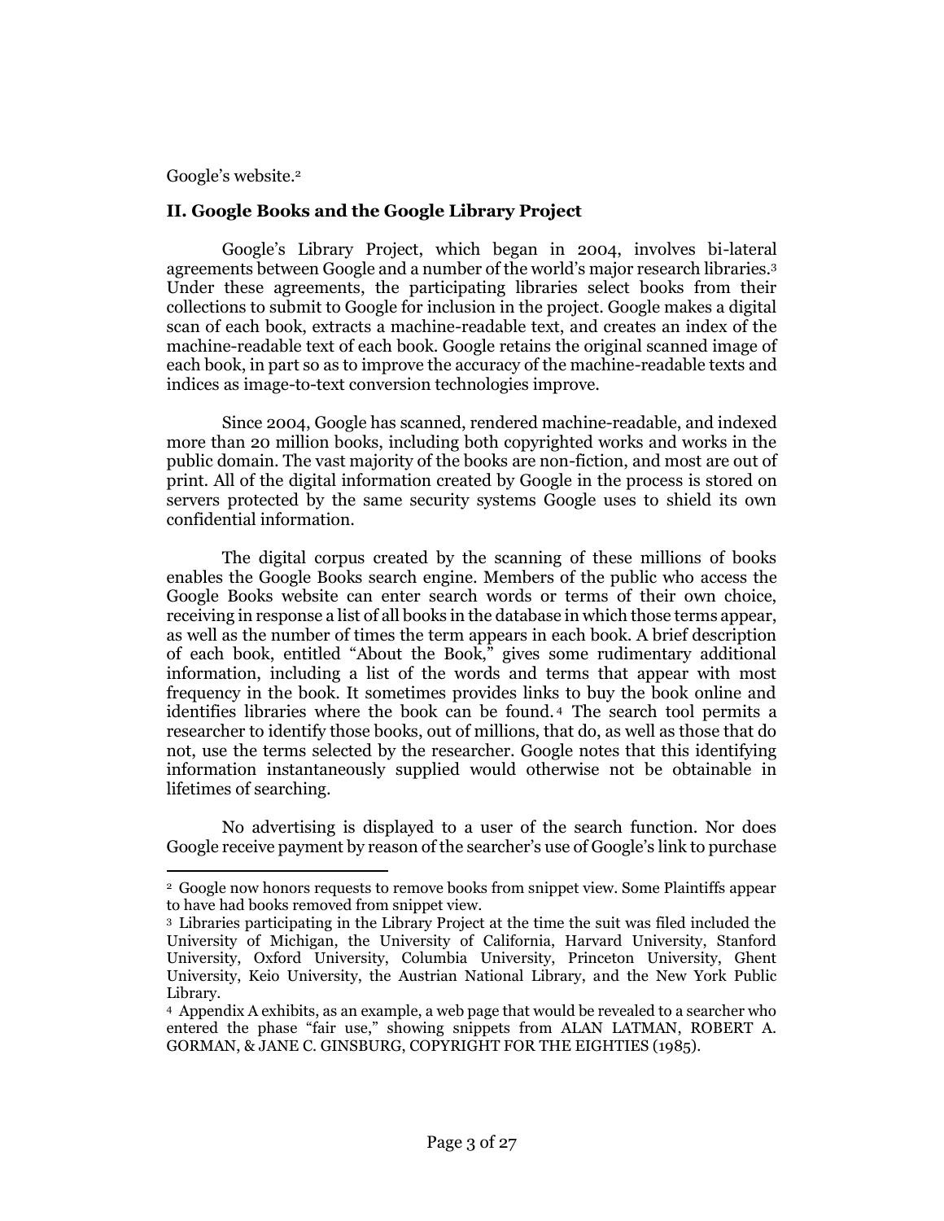Google's website.[2]

### II. Google Books and the Google Library Project

Google's Library Project, which began in 2004, involves bi-lateral agreements between Google and a number of the world's major research libraries.[3] Under these agreements, the participating libraries select books from their collections to submit to Google for inclusion in the project. Google makes a digital scan of each book, extracts a machine-readable text, and creates an index of the machine-readable text of each book. Google retains the original scanned image of each book, in part so as to improve the accuracy of the machine-readable texts and indices as image-to-text conversion technologies improve.

Since 2004, Google has scanned, rendered machine-readable, and indexed more than 20 million books, including both copyrighted works and works in the public domain. The vast majority of the books are non-fiction, and most are out of print. All of the digital information created by Google in the process is stored on servers protected by the same security systems Google uses to shield its own confidential information.

The digital corpus created by the scanning of these millions of books enables the Google Books search engine. Members of the public who access the Google Books website can enter search words or terms of their own choice, receiving in response a list of all books in the database in which those terms appear, as well as the number of times the term appears in each book. A brief description of each book, entitled "About the Book," gives some rudimentary additional information, including a list of the words and terms that appear with most frequency in the book. It sometimes provides links to buy the book online and identifies libraries where the book can be found.[4] The search tool permits a researcher to identify those books, out of millions, that do, as well as those that do not, use the terms selected by the researcher. Google notes that this identifying information instantaneously supplied would otherwise not be obtainable in lifetimes of searching.

No advertising is displayed to a user of the search function. Nor does Google receive payment by reason of the searcher's use of Google's link to purchase

---

[2] Google now honors requests to remove books from snippet view. Some Plaintiffs appear to have had books removed from snippet view.

[3] Libraries participating in the Library Project at the time the suit was filed included the University of Michigan, the University of California, Harvard University, Stanford University, Oxford University, Columbia University, Princeton University, Ghent University, Keio University, the Austrian National Library, and the New York Public Library.

[4] Appendix A exhibits, as an example, a web page that would be revealed to a searcher who entered the phase "fair use," showing snippets from ALAN LATMAN, ROBERT A. GORMAN, & JANE C. GINSBURG, COPYRIGHT FOR THE EIGHTIES (1985).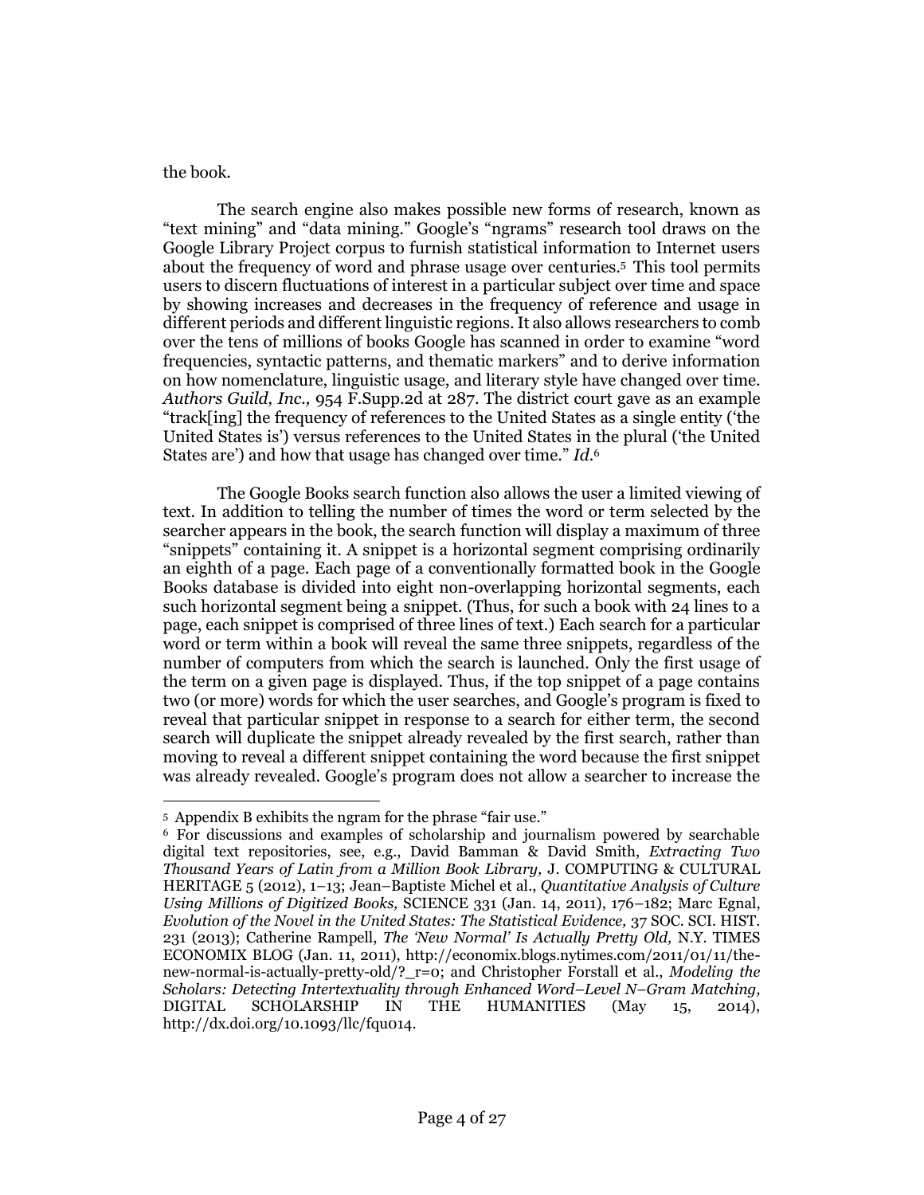the book.

The search engine also makes possible new forms of research, known as "text mining" and "data mining." Google's "ngrams" research tool draws on the Google Library Project corpus to furnish statistical information to Internet users about the frequency of word and phrase usage over centuries.[5] This tool permits users to discern fluctuations of interest in a particular subject over time and space by showing increases and decreases in the frequency of reference and usage in different periods and different linguistic regions. It also allows researchers to comb over the tens of millions of books Google has scanned in order to examine "word frequencies, syntactic patterns, and thematic markers" and to derive information on how nomenclature, linguistic usage, and literary style have changed over time. *Authors Guild, Inc.,* 954 F.Supp.2d at 287. The district court gave as an example "track[ing] the frequency of references to the United States as a single entity ('the United States is') versus references to the United States in the plural ('the United States are') and how that usage has changed over time." *Id.*[6]

The Google Books search function also allows the user a limited viewing of text. In addition to telling the number of times the word or term selected by the searcher appears in the book, the search function will display a maximum of three "snippets" containing it. A snippet is a horizontal segment comprising ordinarily an eighth of a page. Each page of a conventionally formatted book in the Google Books database is divided into eight non-overlapping horizontal segments, each such horizontal segment being a snippet. (Thus, for such a book with 24 lines to a page, each snippet is comprised of three lines of text.) Each search for a particular word or term within a book will reveal the same three snippets, regardless of the number of computers from which the search is launched. Only the first usage of the term on a given page is displayed. Thus, if the top snippet of a page contains two (or more) words for which the user searches, and Google's program is fixed to reveal that particular snippet in response to a search for either term, the second search will duplicate the snippet already revealed by the first search, rather than moving to reveal a different snippet containing the word because the first snippet was already revealed. Google's program does not allow a searcher to increase the

---

[5] Appendix B exhibits the ngram for the phrase "fair use."

[6] For discussions and examples of scholarship and journalism powered by searchable digital text repositories, see, e.g., David Bamman & David Smith, *Extracting Two Thousand Years of Latin from a Million Book Library,* J. COMPUTING & CULTURAL HERITAGE 5 (2012), 1–13; Jean–Baptiste Michel et al., *Quantitative Analysis of Culture Using Millions of Digitized Books,* SCIENCE 331 (Jan. 14, 2011), 176–182; Marc Egnal, *Evolution of the Novel in the United States: The Statistical Evidence,* 37 SOC. SCI. HIST. 231 (2013); Catherine Rampell, *The 'New Normal' Is Actually Pretty Old,* N.Y. TIMES ECONOMIX BLOG (Jan. 11, 2011), http://economix.blogs.nytimes.com/2011/01/11/the-new-normal-is-actually-pretty-old/?_r=0; and Christopher Forstall et al., *Modeling the Scholars: Detecting Intertextuality through Enhanced Word–Level N–Gram Matching,* DIGITAL SCHOLARSHIP IN THE HUMANITIES (May 15, 2014), http://dx.doi.org/10.1093/llc/fqu014.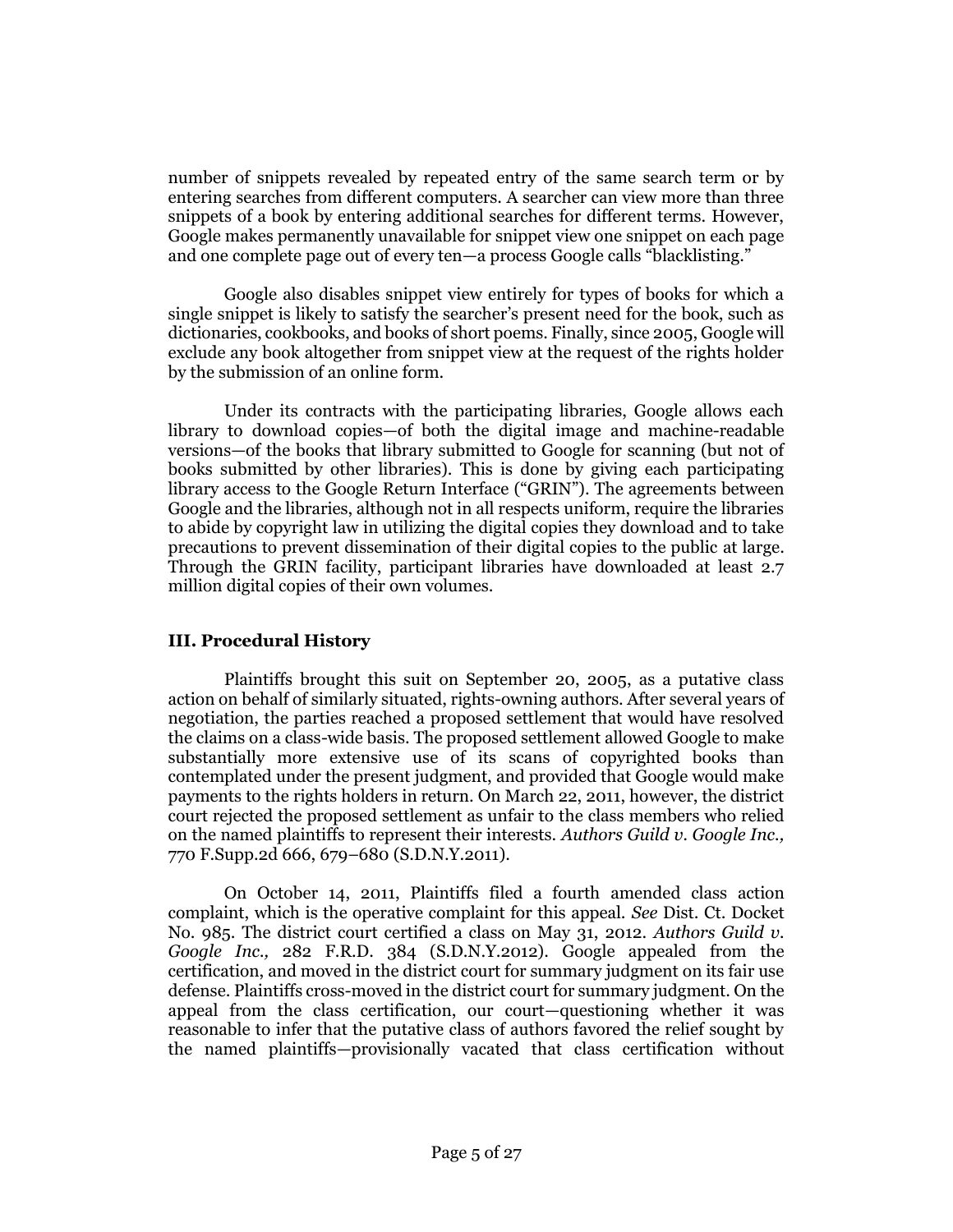number of snippets revealed by repeated entry of the same search term or by entering searches from different computers. A searcher can view more than three snippets of a book by entering additional searches for different terms. However, Google makes permanently unavailable for snippet view one snippet on each page and one complete page out of every ten—a process Google calls "blacklisting."

Google also disables snippet view entirely for types of books for which a single snippet is likely to satisfy the searcher's present need for the book, such as dictionaries, cookbooks, and books of short poems. Finally, since 2005, Google will exclude any book altogether from snippet view at the request of the rights holder by the submission of an online form.

Under its contracts with the participating libraries, Google allows each library to download copies—of both the digital image and machine-readable versions—of the books that library submitted to Google for scanning (but not of books submitted by other libraries). This is done by giving each participating library access to the Google Return Interface ("GRIN"). The agreements between Google and the libraries, although not in all respects uniform, require the libraries to abide by copyright law in utilizing the digital copies they download and to take precautions to prevent dissemination of their digital copies to the public at large. Through the GRIN facility, participant libraries have downloaded at least 2.7 million digital copies of their own volumes.

### III. Procedural History

Plaintiffs brought this suit on September 20, 2005, as a putative class action on behalf of similarly situated, rights-owning authors. After several years of negotiation, the parties reached a proposed settlement that would have resolved the claims on a class-wide basis. The proposed settlement allowed Google to make substantially more extensive use of its scans of copyrighted books than contemplated under the present judgment, and provided that Google would make payments to the rights holders in return. On March 22, 2011, however, the district court rejected the proposed settlement as unfair to the class members who relied on the named plaintiffs to represent their interests. *Authors Guild v. Google Inc.,* 770 F.Supp.2d 666, 679–680 (S.D.N.Y.2011).

On October 14, 2011, Plaintiffs filed a fourth amended class action complaint, which is the operative complaint for this appeal. *See* Dist. Ct. Docket No. 985. The district court certified a class on May 31, 2012. *Authors Guild v. Google Inc.,* 282 F.R.D. 384 (S.D.N.Y.2012). Google appealed from the certification, and moved in the district court for summary judgment on its fair use defense. Plaintiffs cross-moved in the district court for summary judgment. On the appeal from the class certification, our court—questioning whether it was reasonable to infer that the putative class of authors favored the relief sought by the named plaintiffs—provisionally vacated that class certification without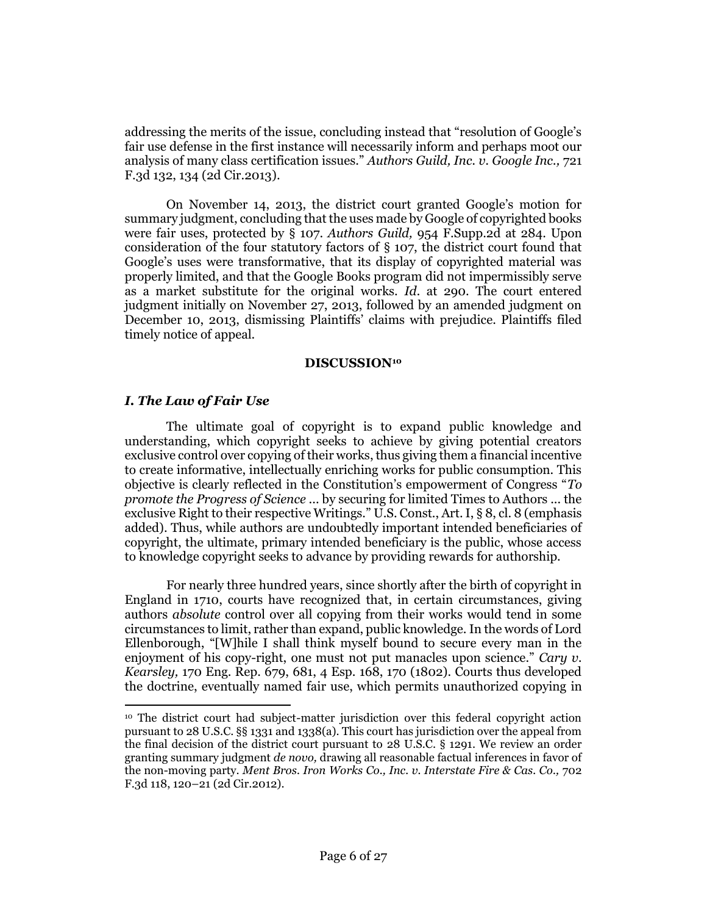addressing the merits of the issue, concluding instead that "resolution of Google's fair use defense in the first instance will necessarily inform and perhaps moot our analysis of many class certification issues." *Authors Guild, Inc. v. Google Inc.,* 721 F.3d 132, 134 (2d Cir.2013).

On November 14, 2013, the district court granted Google's motion for summary judgment, concluding that the uses made by Google of copyrighted books were fair uses, protected by § 107. *Authors Guild,* 954 F.Supp.2d at 284. Upon consideration of the four statutory factors of § 107, the district court found that Google's uses were transformative, that its display of copyrighted material was properly limited, and that the Google Books program did not impermissibly serve as a market substitute for the original works. *Id.* at 290. The court entered judgment initially on November 27, 2013, followed by an amended judgment on December 10, 2013, dismissing Plaintiffs' claims with prejudice. Plaintiffs filed timely notice of appeal.

## DISCUSSION[10]

### *I. The Law of Fair Use*

The ultimate goal of copyright is to expand public knowledge and understanding, which copyright seeks to achieve by giving potential creators exclusive control over copying of their works, thus giving them a financial incentive to create informative, intellectually enriching works for public consumption. This objective is clearly reflected in the Constitution's empowerment of Congress "*To promote the Progress of Science* ... by securing for limited Times to Authors ... the exclusive Right to their respective Writings." U.S. Const., Art. I, § 8, cl. 8 (emphasis added). Thus, while authors are undoubtedly important intended beneficiaries of copyright, the ultimate, primary intended beneficiary is the public, whose access to knowledge copyright seeks to advance by providing rewards for authorship.

For nearly three hundred years, since shortly after the birth of copyright in England in 1710, courts have recognized that, in certain circumstances, giving authors *absolute* control over all copying from their works would tend in some circumstances to limit, rather than expand, public knowledge. In the words of Lord Ellenborough, "[W]hile I shall think myself bound to secure every man in the enjoyment of his copy-right, one must not put manacles upon science." *Cary v. Kearsley,* 170 Eng. Rep. 679, 681, 4 Esp. 168, 170 (1802). Courts thus developed the doctrine, eventually named fair use, which permits unauthorized copying in

---

[10] The district court had subject-matter jurisdiction over this federal copyright action pursuant to 28 U.S.C. §§ 1331 and 1338(a). This court has jurisdiction over the appeal from the final decision of the district court pursuant to 28 U.S.C. § 1291. We review an order granting summary judgment *de novo,* drawing all reasonable factual inferences in favor of the non-moving party. *Ment Bros. Iron Works Co., Inc. v. Interstate Fire & Cas. Co.,* 702 F.3d 118, 120–21 (2d Cir.2012).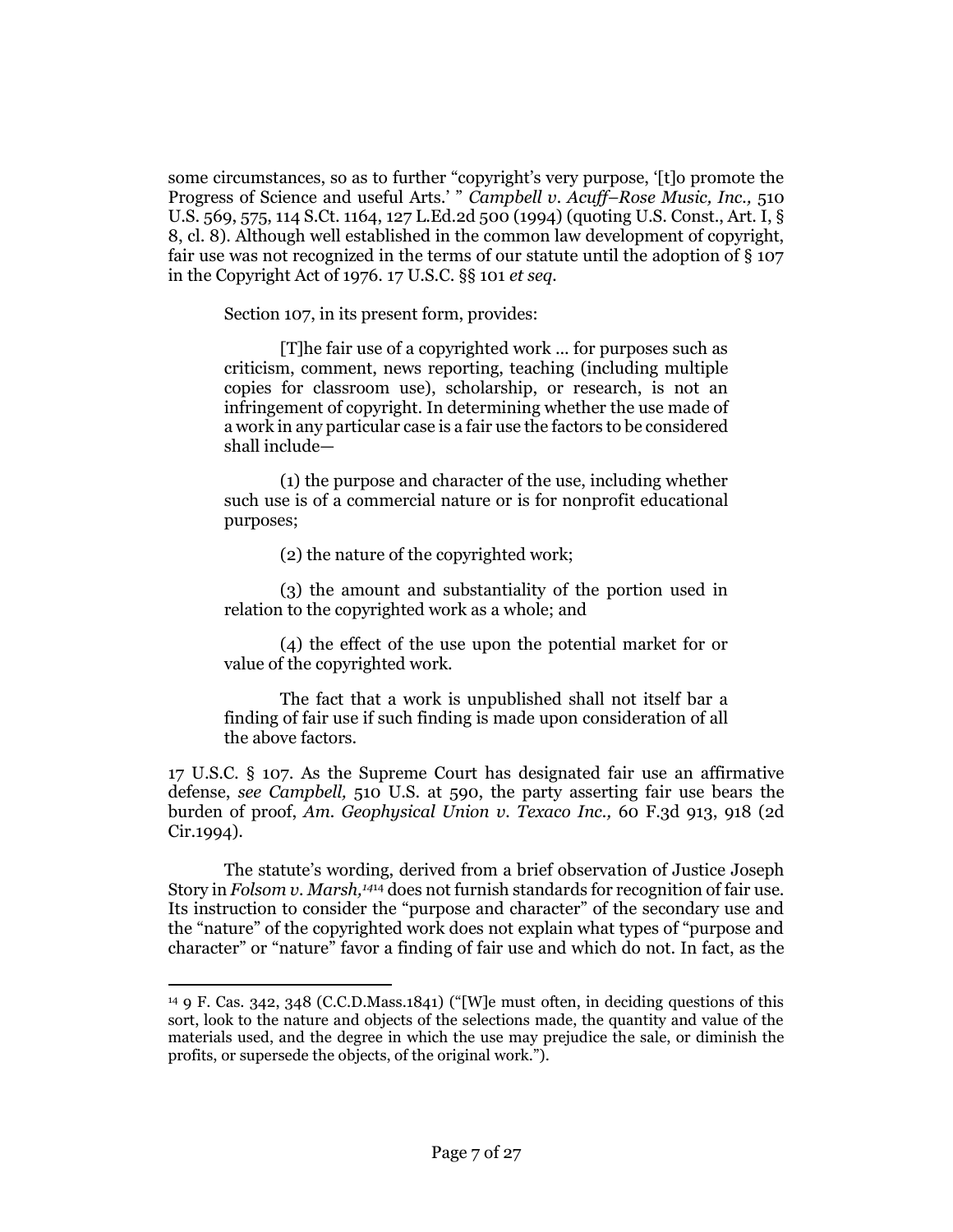some circumstances, so as to further "copyright's very purpose, '[t]o promote the Progress of Science and useful Arts.' " *Campbell v. Acuff–Rose Music, Inc.,* 510 U.S. 569, 575, 114 S.Ct. 1164, 127 L.Ed.2d 500 (1994) (quoting U.S. Const., Art. I, § 8, cl. 8). Although well established in the common law development of copyright, fair use was not recognized in the terms of our statute until the adoption of § 107 in the Copyright Act of 1976. 17 U.S.C. §§ 101 *et seq.*

Section 107, in its present form, provides:

> [T]he fair use of a copyrighted work ... for purposes such as criticism, comment, news reporting, teaching (including multiple copies for classroom use), scholarship, or research, is not an infringement of copyright. In determining whether the use made of a work in any particular case is a fair use the factors to be considered shall include—
>
> (1) the purpose and character of the use, including whether such use is of a commercial nature or is for nonprofit educational purposes;
>
> (2) the nature of the copyrighted work;
>
> (3) the amount and substantiality of the portion used in relation to the copyrighted work as a whole; and
>
> (4) the effect of the use upon the potential market for or value of the copyrighted work.
>
> The fact that a work is unpublished shall not itself bar a finding of fair use if such finding is made upon consideration of all the above factors.

17 U.S.C. § 107. As the Supreme Court has designated fair use an affirmative defense, *see Campbell,* 510 U.S. at 590, the party asserting fair use bears the burden of proof, *Am. Geophysical Union v. Texaco Inc.,* 60 F.3d 913, 918 (2d Cir.1994).

The statute's wording, derived from a brief observation of Justice Joseph Story in *Folsom v. Marsh,*[14] does not furnish standards for recognition of fair use. Its instruction to consider the "purpose and character" of the secondary use and the "nature" of the copyrighted work does not explain what types of "purpose and character" or "nature" favor a finding of fair use and which do not. In fact, as the

---

[14] 9 F. Cas. 342, 348 (C.C.D.Mass.1841) ("[W]e must often, in deciding questions of this sort, look to the nature and objects of the selections made, the quantity and value of the materials used, and the degree in which the use may prejudice the sale, or diminish the profits, or supersede the objects, of the original work.").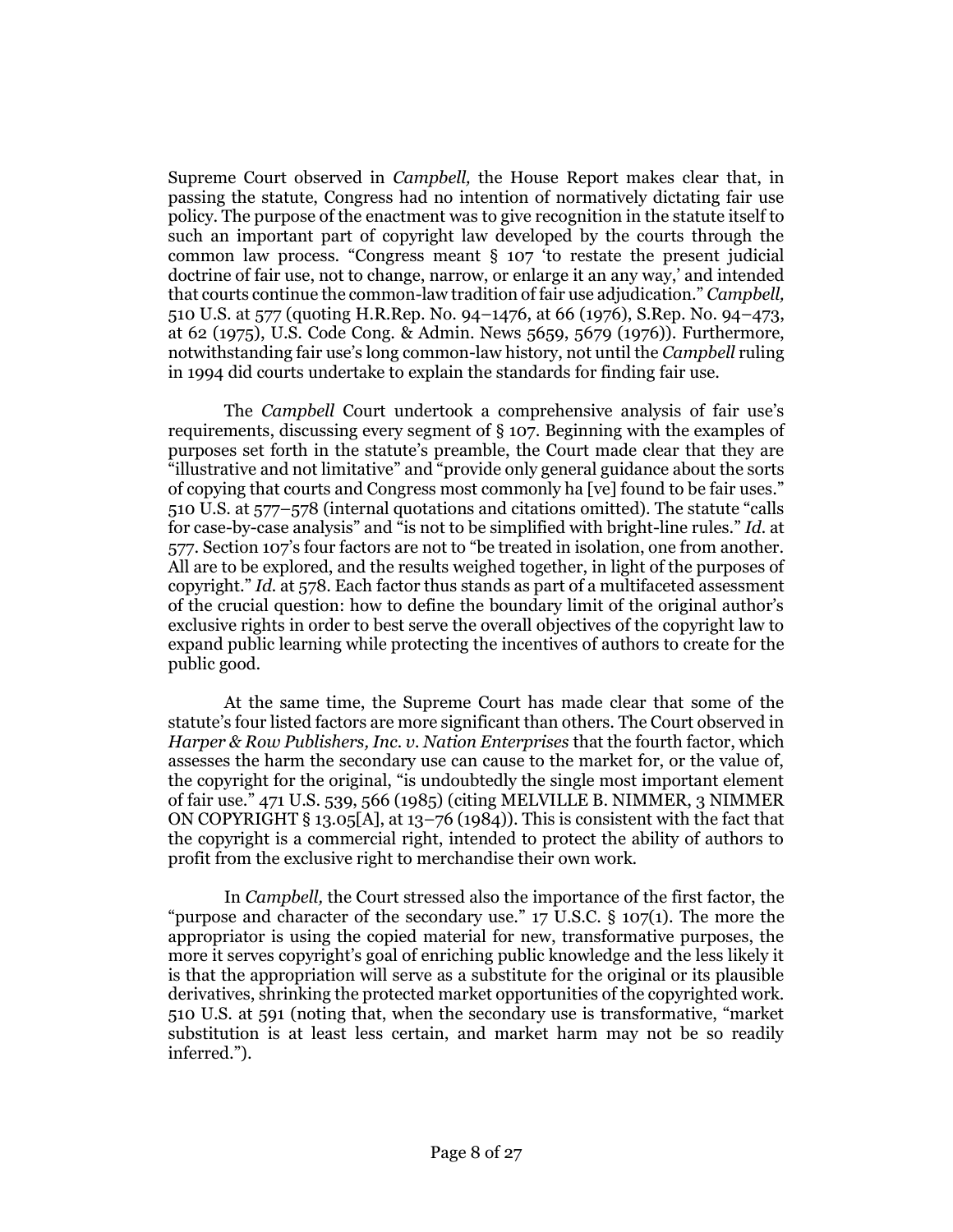Supreme Court observed in *Campbell,* the House Report makes clear that, in passing the statute, Congress had no intention of normatively dictating fair use policy. The purpose of the enactment was to give recognition in the statute itself to such an important part of copyright law developed by the courts through the common law process. "Congress meant § 107 'to restate the present judicial doctrine of fair use, not to change, narrow, or enlarge it an any way,' and intended that courts continue the common-law tradition of fair use adjudication." *Campbell,* 510 U.S. at 577 (quoting H.R.Rep. No. 94–1476, at 66 (1976), S.Rep. No. 94–473, at 62 (1975), U.S. Code Cong. & Admin. News 5659, 5679 (1976)). Furthermore, notwithstanding fair use's long common-law history, not until the *Campbell* ruling in 1994 did courts undertake to explain the standards for finding fair use.

The *Campbell* Court undertook a comprehensive analysis of fair use's requirements, discussing every segment of § 107. Beginning with the examples of purposes set forth in the statute's preamble, the Court made clear that they are "illustrative and not limitative" and "provide only general guidance about the sorts of copying that courts and Congress most commonly ha [ve] found to be fair uses." 510 U.S. at 577–578 (internal quotations and citations omitted). The statute "calls for case-by-case analysis" and "is not to be simplified with bright-line rules." *Id.* at 577. Section 107's four factors are not to "be treated in isolation, one from another. All are to be explored, and the results weighed together, in light of the purposes of copyright." *Id.* at 578. Each factor thus stands as part of a multifaceted assessment of the crucial question: how to define the boundary limit of the original author's exclusive rights in order to best serve the overall objectives of the copyright law to expand public learning while protecting the incentives of authors to create for the public good.

At the same time, the Supreme Court has made clear that some of the statute's four listed factors are more significant than others. The Court observed in *Harper & Row Publishers, Inc. v. Nation Enterprises* that the fourth factor, which assesses the harm the secondary use can cause to the market for, or the value of, the copyright for the original, "is undoubtedly the single most important element of fair use." 471 U.S. 539, 566 (1985) (citing MELVILLE B. NIMMER, 3 NIMMER ON COPYRIGHT § 13.05[A], at 13–76 (1984)). This is consistent with the fact that the copyright is a commercial right, intended to protect the ability of authors to profit from the exclusive right to merchandise their own work.

In *Campbell,* the Court stressed also the importance of the first factor, the "purpose and character of the secondary use." 17 U.S.C. § 107(1). The more the appropriator is using the copied material for new, transformative purposes, the more it serves copyright's goal of enriching public knowledge and the less likely it is that the appropriation will serve as a substitute for the original or its plausible derivatives, shrinking the protected market opportunities of the copyrighted work. 510 U.S. at 591 (noting that, when the secondary use is transformative, "market substitution is at least less certain, and market harm may not be so readily inferred.").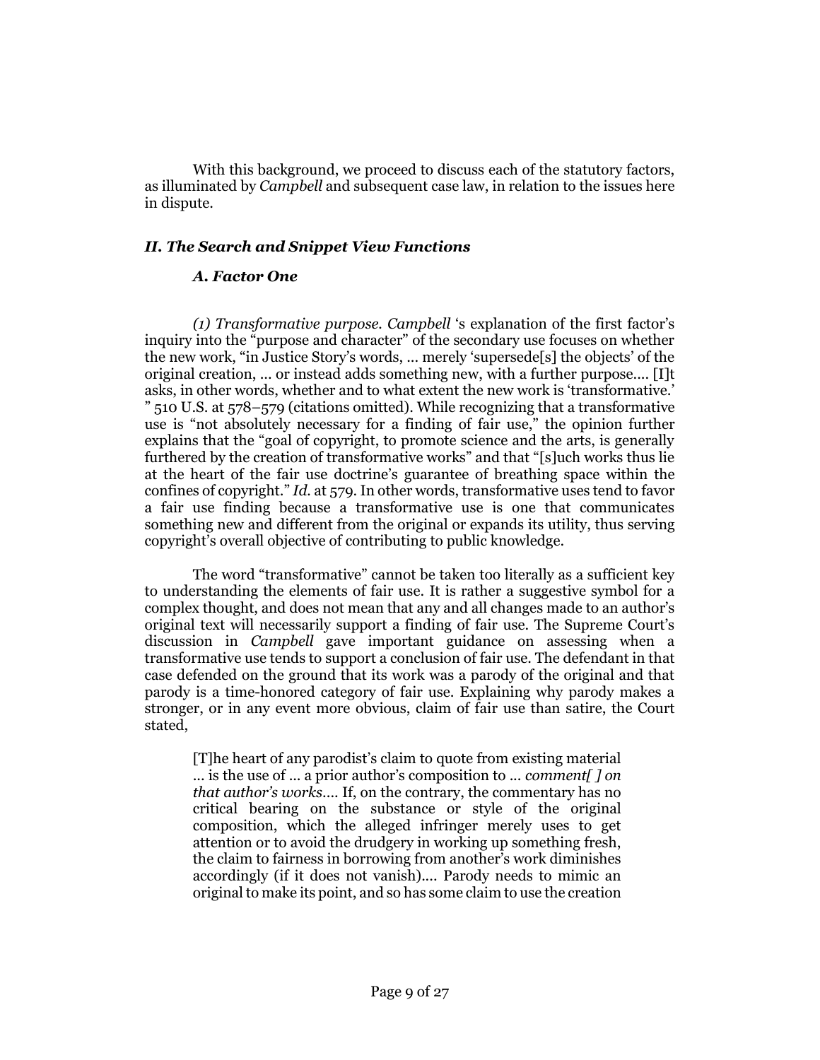With this background, we proceed to discuss each of the statutory factors, as illuminated by *Campbell* and subsequent case law, in relation to the issues here in dispute.

## *II. The Search and Snippet View Functions*

### *A. Factor One*

*(1) Transformative purpose. Campbell* 's explanation of the first factor's inquiry into the "purpose and character" of the secondary use focuses on whether the new work, "in Justice Story's words, … merely 'supersede[s] the objects' of the original creation, … or instead adds something new, with a further purpose…. [I]t asks, in other words, whether and to what extent the new work is 'transformative.' " 510 U.S. at 578–579 (citations omitted). While recognizing that a transformative use is "not absolutely necessary for a finding of fair use," the opinion further explains that the "goal of copyright, to promote science and the arts, is generally furthered by the creation of transformative works" and that "[s]uch works thus lie at the heart of the fair use doctrine's guarantee of breathing space within the confines of copyright." *Id.* at 579. In other words, transformative uses tend to favor a fair use finding because a transformative use is one that communicates something new and different from the original or expands its utility, thus serving copyright's overall objective of contributing to public knowledge.

The word "transformative" cannot be taken too literally as a sufficient key to understanding the elements of fair use. It is rather a suggestive symbol for a complex thought, and does not mean that any and all changes made to an author's original text will necessarily support a finding of fair use. The Supreme Court's discussion in *Campbell* gave important guidance on assessing when a transformative use tends to support a conclusion of fair use. The defendant in that case defended on the ground that its work was a parody of the original and that parody is a time-honored category of fair use. Explaining why parody makes a stronger, or in any event more obvious, claim of fair use than satire, the Court stated,

> [T]he heart of any parodist's claim to quote from existing material … is the use of … a prior author's composition to … *comment[ ] on that author's works*…. If, on the contrary, the commentary has no critical bearing on the substance or style of the original composition, which the alleged infringer merely uses to get attention or to avoid the drudgery in working up something fresh, the claim to fairness in borrowing from another's work diminishes accordingly (if it does not vanish)…. Parody needs to mimic an original to make its point, and so has some claim to use the creation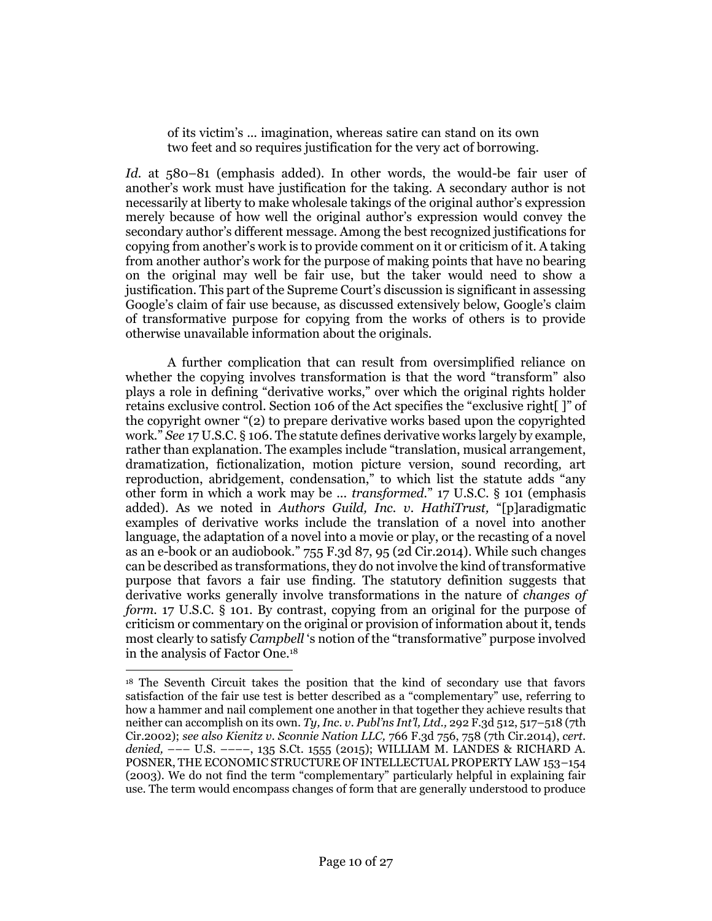> of its victim's … imagination, whereas satire can stand on its own two feet and so requires justification for the very act of borrowing.

*Id.* at 580–81 (emphasis added). In other words, the would-be fair user of another's work must have justification for the taking. A secondary author is not necessarily at liberty to make wholesale takings of the original author's expression merely because of how well the original author's expression would convey the secondary author's different message. Among the best recognized justifications for copying from another's work is to provide comment on it or criticism of it. A taking from another author's work for the purpose of making points that have no bearing on the original may well be fair use, but the taker would need to show a justification. This part of the Supreme Court's discussion is significant in assessing Google's claim of fair use because, as discussed extensively below, Google's claim of transformative purpose for copying from the works of others is to provide otherwise unavailable information about the originals.

A further complication that can result from oversimplified reliance on whether the copying involves transformation is that the word "transform" also plays a role in defining "derivative works," over which the original rights holder retains exclusive control. Section 106 of the Act specifies the "exclusive right[ ]" of the copyright owner "(2) to prepare derivative works based upon the copyrighted work." *See* 17 U.S.C. § 106. The statute defines derivative works largely by example, rather than explanation. The examples include "translation, musical arrangement, dramatization, fictionalization, motion picture version, sound recording, art reproduction, abridgement, condensation," to which list the statute adds "any other form in which a work may be … *transformed.*" 17 U.S.C. § 101 (emphasis added). As we noted in *Authors Guild, Inc. v. HathiTrust,* "[p]aradigmatic examples of derivative works include the translation of a novel into another language, the adaptation of a novel into a movie or play, or the recasting of a novel as an e-book or an audiobook." 755 F.3d 87, 95 (2d Cir.2014). While such changes can be described as transformations, they do not involve the kind of transformative purpose that favors a fair use finding. The statutory definition suggests that derivative works generally involve transformations in the nature of *changes of form.* 17 U.S.C. § 101. By contrast, copying from an original for the purpose of criticism or commentary on the original or provision of information about it, tends most clearly to satisfy *Campbell*'s notion of the "transformative" purpose involved in the analysis of Factor One.[18]

---

[18] The Seventh Circuit takes the position that the kind of secondary use that favors satisfaction of the fair use test is better described as a "complementary" use, referring to how a hammer and nail complement one another in that together they achieve results that neither can accomplish on its own. *Ty, Inc. v. Publ'ns Int'l, Ltd.,* 292 F.3d 512, 517–518 (7th Cir.2002); *see also Kienitz v. Sconnie Nation LLC,* 766 F.3d 756, 758 (7th Cir.2014), *cert. denied,* ––– U.S. ––––, 135 S.Ct. 1555 (2015); WILLIAM M. LANDES & RICHARD A. POSNER, THE ECONOMIC STRUCTURE OF INTELLECTUAL PROPERTY LAW 153–154 (2003). We do not find the term "complementary" particularly helpful in explaining fair use. The term would encompass changes of form that are generally understood to produce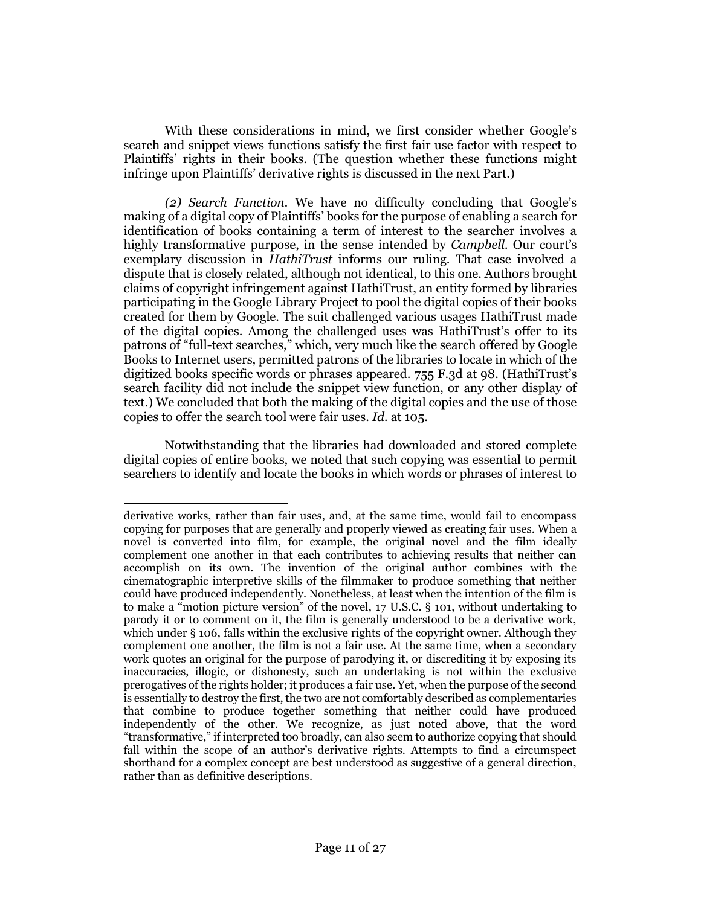With these considerations in mind, we first consider whether Google's search and snippet views functions satisfy the first fair use factor with respect to Plaintiffs' rights in their books. (The question whether these functions might infringe upon Plaintiffs' derivative rights is discussed in the next Part.)

*(2) Search Function*. We have no difficulty concluding that Google's making of a digital copy of Plaintiffs' books for the purpose of enabling a search for identification of books containing a term of interest to the searcher involves a highly transformative purpose, in the sense intended by *Campbell*. Our court's exemplary discussion in *HathiTrust* informs our ruling. That case involved a dispute that is closely related, although not identical, to this one. Authors brought claims of copyright infringement against HathiTrust, an entity formed by libraries participating in the Google Library Project to pool the digital copies of their books created for them by Google. The suit challenged various usages HathiTrust made of the digital copies. Among the challenged uses was HathiTrust's offer to its patrons of "full-text searches," which, very much like the search offered by Google Books to Internet users, permitted patrons of the libraries to locate in which of the digitized books specific words or phrases appeared. 755 F.3d at 98. (HathiTrust's search facility did not include the snippet view function, or any other display of text.) We concluded that both the making of the digital copies and the use of those copies to offer the search tool were fair uses. *Id.* at 105.

Notwithstanding that the libraries had downloaded and stored complete digital copies of entire books, we noted that such copying was essential to permit searchers to identify and locate the books in which words or phrases of interest to

---

derivative works, rather than fair uses, and, at the same time, would fail to encompass copying for purposes that are generally and properly viewed as creating fair uses. When a novel is converted into film, for example, the original novel and the film ideally complement one another in that each contributes to achieving results that neither can accomplish on its own. The invention of the original author combines with the cinematographic interpretive skills of the filmmaker to produce something that neither could have produced independently. Nonetheless, at least when the intention of the film is to make a "motion picture version" of the novel, 17 U.S.C. § 101, without undertaking to parody it or to comment on it, the film is generally understood to be a derivative work, which under § 106, falls within the exclusive rights of the copyright owner. Although they complement one another, the film is not a fair use. At the same time, when a secondary work quotes an original for the purpose of parodying it, or discrediting it by exposing its inaccuracies, illogic, or dishonesty, such an undertaking is not within the exclusive prerogatives of the rights holder; it produces a fair use. Yet, when the purpose of the second is essentially to destroy the first, the two are not comfortably described as complementaries that combine to produce together something that neither could have produced independently of the other. We recognize, as just noted above, that the word "transformative," if interpreted too broadly, can also seem to authorize copying that should fall within the scope of an author's derivative rights. Attempts to find a circumspect shorthand for a complex concept are best understood as suggestive of a general direction, rather than as definitive descriptions.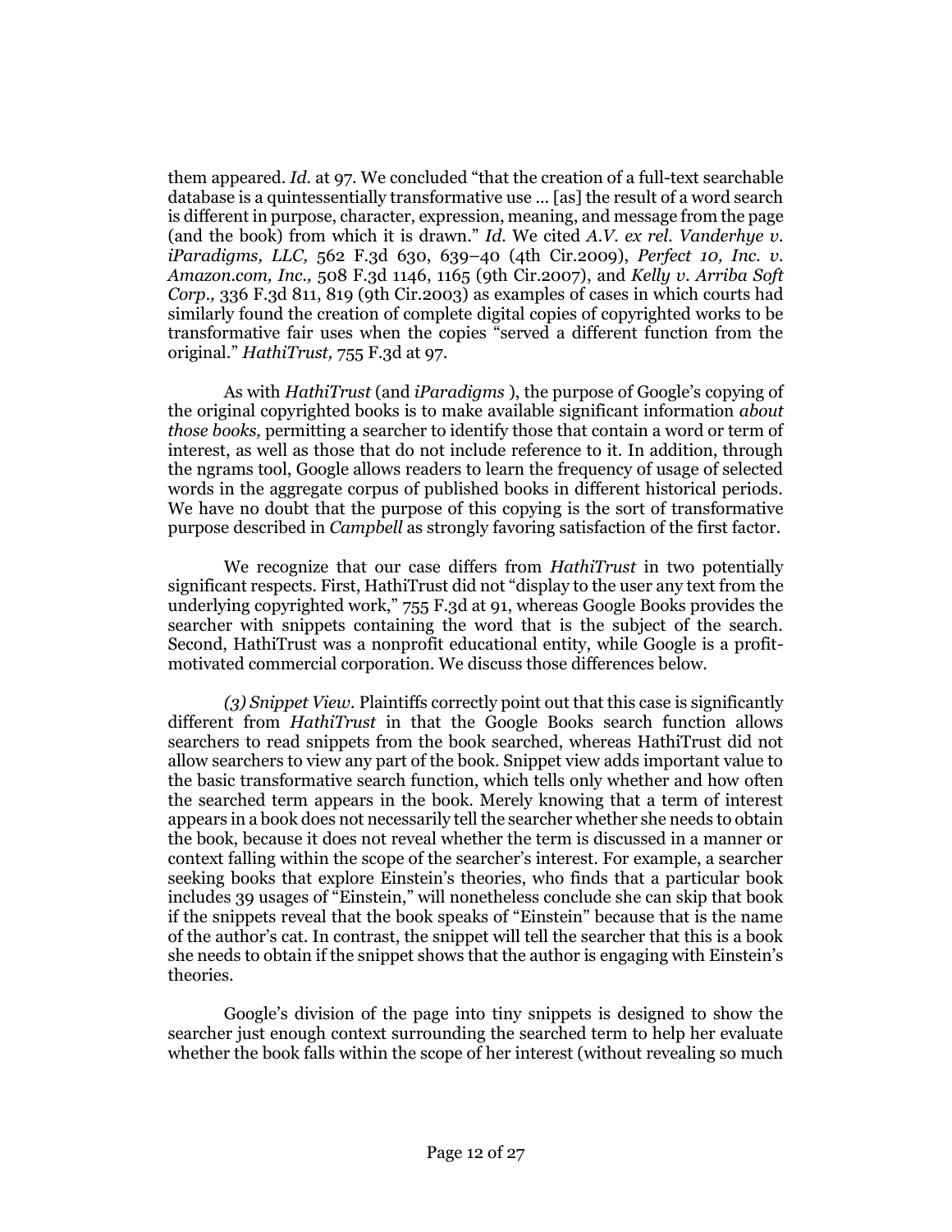them appeared. *Id.* at 97. We concluded "that the creation of a full-text searchable database is a quintessentially transformative use ... [as] the result of a word search is different in purpose, character, expression, meaning, and message from the page (and the book) from which it is drawn." *Id.* We cited *A.V. ex rel. Vanderhye v. iParadigms, LLC,* 562 F.3d 630, 639–40 (4th Cir.2009), *Perfect 10, Inc. v. Amazon.com, Inc.,* 508 F.3d 1146, 1165 (9th Cir.2007), and *Kelly v. Arriba Soft Corp.,* 336 F.3d 811, 819 (9th Cir.2003) as examples of cases in which courts had similarly found the creation of complete digital copies of copyrighted works to be transformative fair uses when the copies "served a different function from the original." *HathiTrust,* 755 F.3d at 97.

As with *HathiTrust* (and *iParadigms* ), the purpose of Google's copying of the original copyrighted books is to make available significant information *about those books,* permitting a searcher to identify those that contain a word or term of interest, as well as those that do not include reference to it. In addition, through the ngrams tool, Google allows readers to learn the frequency of usage of selected words in the aggregate corpus of published books in different historical periods. We have no doubt that the purpose of this copying is the sort of transformative purpose described in *Campbell* as strongly favoring satisfaction of the first factor.

We recognize that our case differs from *HathiTrust* in two potentially significant respects. First, HathiTrust did not "display to the user any text from the underlying copyrighted work," 755 F.3d at 91, whereas Google Books provides the searcher with snippets containing the word that is the subject of the search. Second, HathiTrust was a nonprofit educational entity, while Google is a profit-motivated commercial corporation. We discuss those differences below.

*(3) Snippet View.* Plaintiffs correctly point out that this case is significantly different from *HathiTrust* in that the Google Books search function allows searchers to read snippets from the book searched, whereas HathiTrust did not allow searchers to view any part of the book. Snippet view adds important value to the basic transformative search function, which tells only whether and how often the searched term appears in the book. Merely knowing that a term of interest appears in a book does not necessarily tell the searcher whether she needs to obtain the book, because it does not reveal whether the term is discussed in a manner or context falling within the scope of the searcher's interest. For example, a searcher seeking books that explore Einstein's theories, who finds that a particular book includes 39 usages of "Einstein," will nonetheless conclude she can skip that book if the snippets reveal that the book speaks of "Einstein" because that is the name of the author's cat. In contrast, the snippet will tell the searcher that this is a book she needs to obtain if the snippet shows that the author is engaging with Einstein's theories.

Google's division of the page into tiny snippets is designed to show the searcher just enough context surrounding the searched term to help her evaluate whether the book falls within the scope of her interest (without revealing so much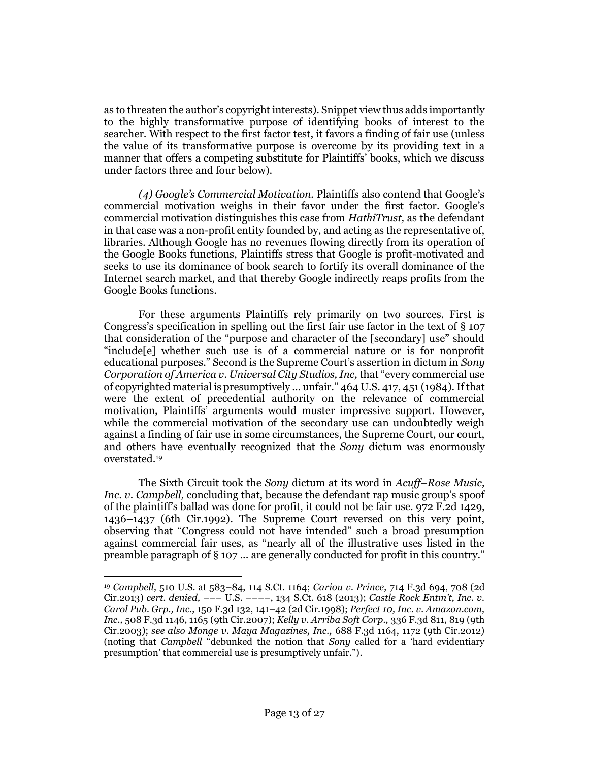as to threaten the author's copyright interests). Snippet view thus adds importantly to the highly transformative purpose of identifying books of interest to the searcher. With respect to the first factor test, it favors a finding of fair use (unless the value of its transformative purpose is overcome by its providing text in a manner that offers a competing substitute for Plaintiffs' books, which we discuss under factors three and four below).

*(4) Google's Commercial Motivation.* Plaintiffs also contend that Google's commercial motivation weighs in their favor under the first factor. Google's commercial motivation distinguishes this case from *HathiTrust,* as the defendant in that case was a non-profit entity founded by, and acting as the representative of, libraries. Although Google has no revenues flowing directly from its operation of the Google Books functions, Plaintiffs stress that Google is profit-motivated and seeks to use its dominance of book search to fortify its overall dominance of the Internet search market, and that thereby Google indirectly reaps profits from the Google Books functions.

For these arguments Plaintiffs rely primarily on two sources. First is Congress's specification in spelling out the first fair use factor in the text of § 107 that consideration of the "purpose and character of the [secondary] use" should "include[e] whether such use is of a commercial nature or is for nonprofit educational purposes." Second is the Supreme Court's assertion in dictum in *Sony Corporation of America v. Universal City Studios, Inc,* that "every commercial use of copyrighted material is presumptively ... unfair." 464 U.S. 417, 451 (1984). If that were the extent of precedential authority on the relevance of commercial motivation, Plaintiffs' arguments would muster impressive support. However, while the commercial motivation of the secondary use can undoubtedly weigh against a finding of fair use in some circumstances, the Supreme Court, our court, and others have eventually recognized that the *Sony* dictum was enormously overstated.[19]

The Sixth Circuit took the *Sony* dictum at its word in *Acuff–Rose Music, Inc. v. Campbell,* concluding that, because the defendant rap music group's spoof of the plaintiff's ballad was done for profit, it could not be fair use. 972 F.2d 1429, 1436–1437 (6th Cir.1992). The Supreme Court reversed on this very point, observing that "Congress could not have intended" such a broad presumption against commercial fair uses, as "nearly all of the illustrative uses listed in the preamble paragraph of § 107 ... are generally conducted for profit in this country."

---

[19] *Campbell,* 510 U.S. at 583–84, 114 S.Ct. 1164; *Cariou v. Prince,* 714 F.3d 694, 708 (2d Cir.2013) *cert. denied,* ––– U.S. ––––, 134 S.Ct. 618 (2013); *Castle Rock Entm't, Inc. v. Carol Pub. Grp., Inc.,* 150 F.3d 132, 141–42 (2d Cir.1998); *Perfect 10, Inc. v. Amazon.com, Inc.,* 508 F.3d 1146, 1165 (9th Cir.2007); *Kelly v. Arriba Soft Corp.,* 336 F.3d 811, 819 (9th Cir.2003); *see also Monge v. Maya Magazines, Inc.,* 688 F.3d 1164, 1172 (9th Cir.2012) (noting that *Campbell* "debunked the notion that *Sony* called for a 'hard evidentiary presumption' that commercial use is presumptively unfair.").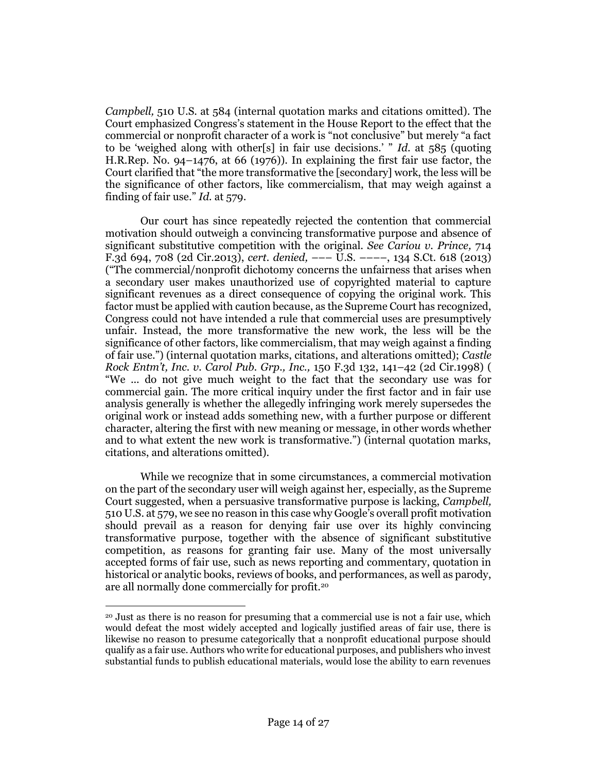*Campbell,* 510 U.S. at 584 (internal quotation marks and citations omitted). The Court emphasized Congress's statement in the House Report to the effect that the commercial or nonprofit character of a work is "not conclusive" but merely "a fact to be 'weighed along with other[s] in fair use decisions.' " *Id.* at 585 (quoting H.R.Rep. No. 94–1476, at 66 (1976)). In explaining the first fair use factor, the Court clarified that "the more transformative the [secondary] work, the less will be the significance of other factors, like commercialism, that may weigh against a finding of fair use." *Id.* at 579.

Our court has since repeatedly rejected the contention that commercial motivation should outweigh a convincing transformative purpose and absence of significant substitutive competition with the original. *See Cariou v. Prince,* 714 F.3d 694, 708 (2d Cir.2013), *cert. denied,* ––– U.S. ––––, 134 S.Ct. 618 (2013) ("The commercial/nonprofit dichotomy concerns the unfairness that arises when a secondary user makes unauthorized use of copyrighted material to capture significant revenues as a direct consequence of copying the original work. This factor must be applied with caution because, as the Supreme Court has recognized, Congress could not have intended a rule that commercial uses are presumptively unfair. Instead, the more transformative the new work, the less will be the significance of other factors, like commercialism, that may weigh against a finding of fair use.") (internal quotation marks, citations, and alterations omitted); *Castle Rock Entm't, Inc. v. Carol Pub. Grp., Inc.,* 150 F.3d 132, 141–42 (2d Cir.1998) ( "We ... do not give much weight to the fact that the secondary use was for commercial gain. The more critical inquiry under the first factor and in fair use analysis generally is whether the allegedly infringing work merely supersedes the original work or instead adds something new, with a further purpose or different character, altering the first with new meaning or message, in other words whether and to what extent the new work is transformative.") (internal quotation marks, citations, and alterations omitted).

While we recognize that in some circumstances, a commercial motivation on the part of the secondary user will weigh against her, especially, as the Supreme Court suggested, when a persuasive transformative purpose is lacking, *Campbell,* 510 U.S. at 579, we see no reason in this case why Google's overall profit motivation should prevail as a reason for denying fair use over its highly convincing transformative purpose, together with the absence of significant substitutive competition, as reasons for granting fair use. Many of the most universally accepted forms of fair use, such as news reporting and commentary, quotation in historical or analytic books, reviews of books, and performances, as well as parody, are all normally done commercially for profit.[20]

---

[20] Just as there is no reason for presuming that a commercial use is not a fair use, which would defeat the most widely accepted and logically justified areas of fair use, there is likewise no reason to presume categorically that a nonprofit educational purpose should qualify as a fair use. Authors who write for educational purposes, and publishers who invest substantial funds to publish educational materials, would lose the ability to earn revenues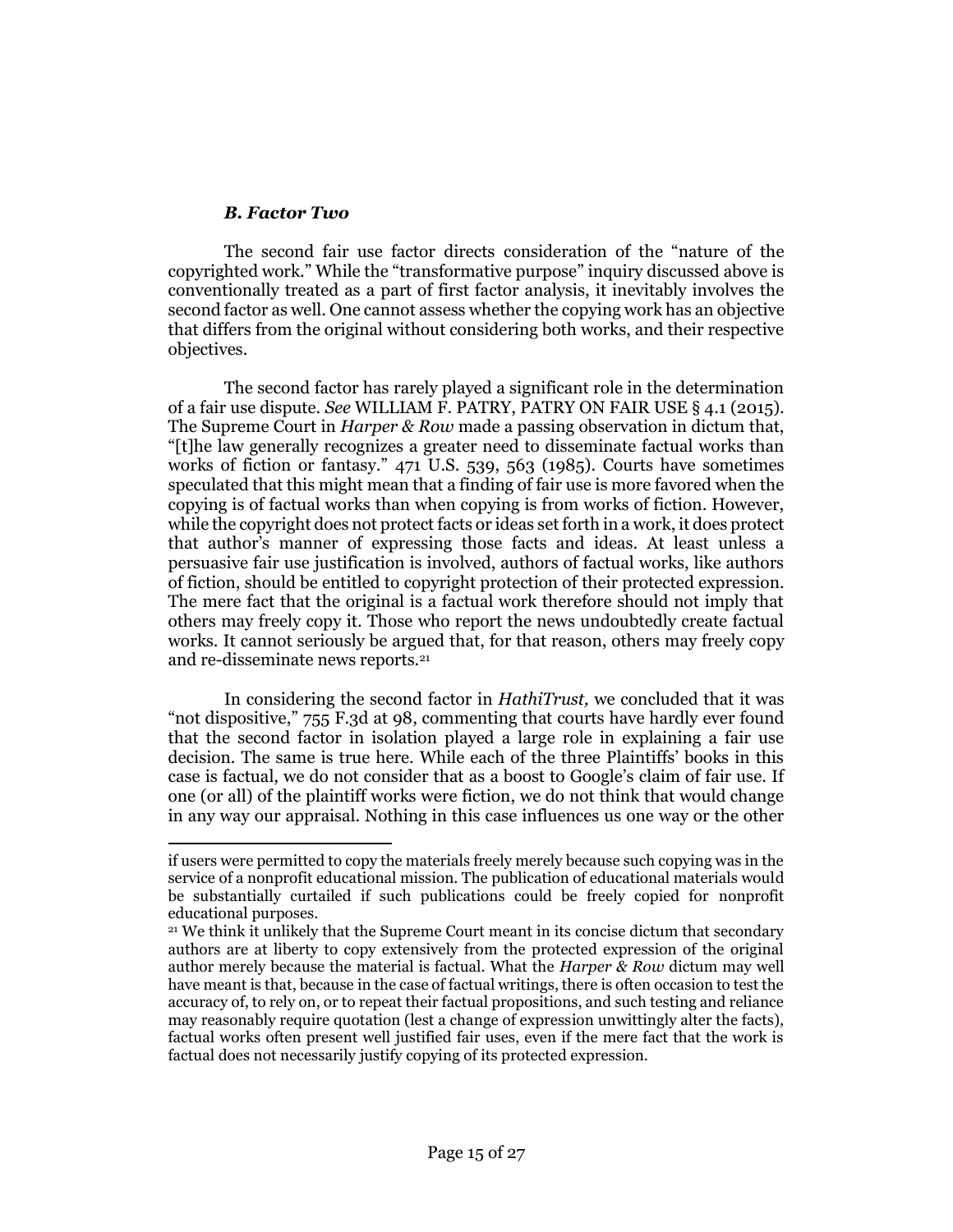### *B. Factor Two*

The second fair use factor directs consideration of the "nature of the copyrighted work." While the "transformative purpose" inquiry discussed above is conventionally treated as a part of first factor analysis, it inevitably involves the second factor as well. One cannot assess whether the copying work has an objective that differs from the original without considering both works, and their respective objectives.

The second factor has rarely played a significant role in the determination of a fair use dispute. *See* WILLIAM F. PATRY, PATRY ON FAIR USE § 4.1 (2015). The Supreme Court in *Harper & Row* made a passing observation in dictum that, "[t]he law generally recognizes a greater need to disseminate factual works than works of fiction or fantasy." 471 U.S. 539, 563 (1985). Courts have sometimes speculated that this might mean that a finding of fair use is more favored when the copying is of factual works than when copying is from works of fiction. However, while the copyright does not protect facts or ideas set forth in a work, it does protect that author's manner of expressing those facts and ideas. At least unless a persuasive fair use justification is involved, authors of factual works, like authors of fiction, should be entitled to copyright protection of their protected expression. The mere fact that the original is a factual work therefore should not imply that others may freely copy it. Those who report the news undoubtedly create factual works. It cannot seriously be argued that, for that reason, others may freely copy and re-disseminate news reports.[21]

In considering the second factor in *HathiTrust,* we concluded that it was "not dispositive," 755 F.3d at 98, commenting that courts have hardly ever found that the second factor in isolation played a large role in explaining a fair use decision. The same is true here. While each of the three Plaintiffs' books in this case is factual, we do not consider that as a boost to Google's claim of fair use. If one (or all) of the plaintiff works were fiction, we do not think that would change in any way our appraisal. Nothing in this case influences us one way or the other

---

if users were permitted to copy the materials freely merely because such copying was in the service of a nonprofit educational mission. The publication of educational materials would be substantially curtailed if such publications could be freely copied for nonprofit educational purposes.

[21] We think it unlikely that the Supreme Court meant in its concise dictum that secondary authors are at liberty to copy extensively from the protected expression of the original author merely because the material is factual. What the *Harper & Row* dictum may well have meant is that, because in the case of factual writings, there is often occasion to test the accuracy of, to rely on, or to repeat their factual propositions, and such testing and reliance may reasonably require quotation (lest a change of expression unwittingly alter the facts), factual works often present well justified fair uses, even if the mere fact that the work is factual does not necessarily justify copying of its protected expression.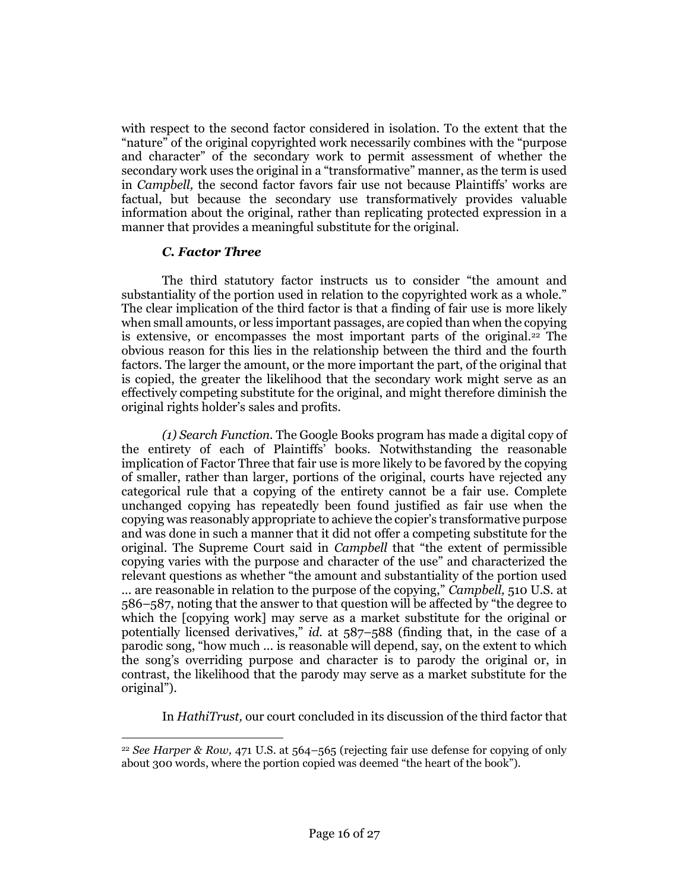with respect to the second factor considered in isolation. To the extent that the "nature" of the original copyrighted work necessarily combines with the "purpose and character" of the secondary work to permit assessment of whether the secondary work uses the original in a "transformative" manner, as the term is used in *Campbell,* the second factor favors fair use not because Plaintiffs' works are factual, but because the secondary use transformatively provides valuable information about the original, rather than replicating protected expression in a manner that provides a meaningful substitute for the original.

### *C. Factor Three*

The third statutory factor instructs us to consider "the amount and substantiality of the portion used in relation to the copyrighted work as a whole." The clear implication of the third factor is that a finding of fair use is more likely when small amounts, or less important passages, are copied than when the copying is extensive, or encompasses the most important parts of the original.[22] The obvious reason for this lies in the relationship between the third and the fourth factors. The larger the amount, or the more important the part, of the original that is copied, the greater the likelihood that the secondary work might serve as an effectively competing substitute for the original, and might therefore diminish the original rights holder's sales and profits.

*(1) Search Function.* The Google Books program has made a digital copy of the entirety of each of Plaintiffs' books. Notwithstanding the reasonable implication of Factor Three that fair use is more likely to be favored by the copying of smaller, rather than larger, portions of the original, courts have rejected any categorical rule that a copying of the entirety cannot be a fair use. Complete unchanged copying has repeatedly been found justified as fair use when the copying was reasonably appropriate to achieve the copier's transformative purpose and was done in such a manner that it did not offer a competing substitute for the original. The Supreme Court said in *Campbell* that "the extent of permissible copying varies with the purpose and character of the use" and characterized the relevant questions as whether "the amount and substantiality of the portion used ... are reasonable in relation to the purpose of the copying," *Campbell,* 510 U.S. at 586–587, noting that the answer to that question will be affected by "the degree to which the [copying work] may serve as a market substitute for the original or potentially licensed derivatives," *id.* at 587–588 (finding that, in the case of a parodic song, "how much ... is reasonable will depend, say, on the extent to which the song's overriding purpose and character is to parody the original or, in contrast, the likelihood that the parody may serve as a market substitute for the original").

In *HathiTrust,* our court concluded in its discussion of the third factor that

---

[22] *See Harper & Row,* 471 U.S. at 564–565 (rejecting fair use defense for copying of only about 300 words, where the portion copied was deemed "the heart of the book").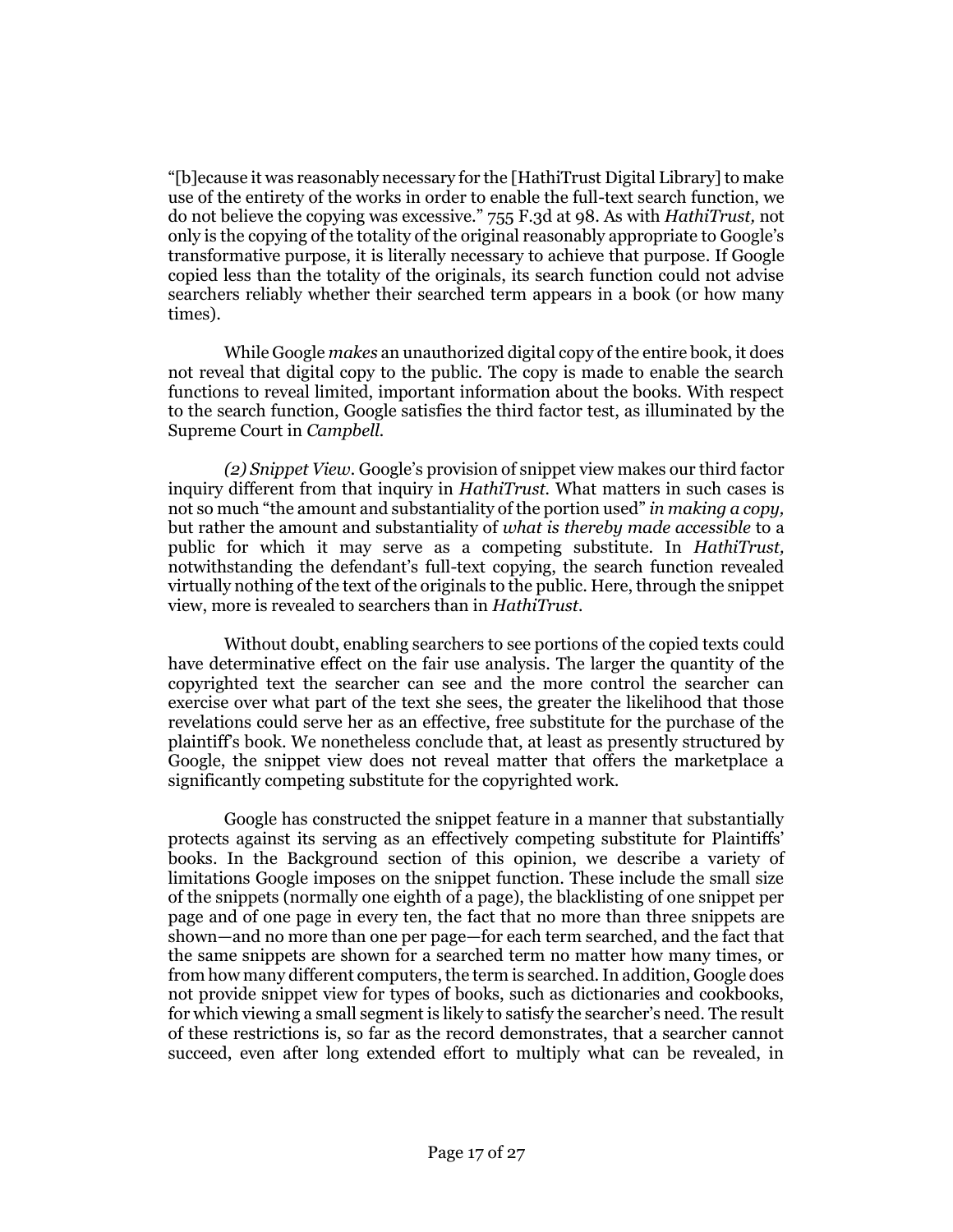"[b]ecause it was reasonably necessary for the [HathiTrust Digital Library] to make use of the entirety of the works in order to enable the full-text search function, we do not believe the copying was excessive." 755 F.3d at 98. As with *HathiTrust,* not only is the copying of the totality of the original reasonably appropriate to Google's transformative purpose, it is literally necessary to achieve that purpose. If Google copied less than the totality of the originals, its search function could not advise searchers reliably whether their searched term appears in a book (or how many times).

While Google *makes* an unauthorized digital copy of the entire book, it does not reveal that digital copy to the public. The copy is made to enable the search functions to reveal limited, important information about the books. With respect to the search function, Google satisfies the third factor test, as illuminated by the Supreme Court in *Campbell.*

*(2) Snippet View.* Google's provision of snippet view makes our third factor inquiry different from that inquiry in *HathiTrust.* What matters in such cases is not so much "the amount and substantiality of the portion used" *in making a copy,* but rather the amount and substantiality of *what is thereby made accessible* to a public for which it may serve as a competing substitute. In *HathiTrust,* notwithstanding the defendant's full-text copying, the search function revealed virtually nothing of the text of the originals to the public. Here, through the snippet view, more is revealed to searchers than in *HathiTrust.*

Without doubt, enabling searchers to see portions of the copied texts could have determinative effect on the fair use analysis. The larger the quantity of the copyrighted text the searcher can see and the more control the searcher can exercise over what part of the text she sees, the greater the likelihood that those revelations could serve her as an effective, free substitute for the purchase of the plaintiff's book. We nonetheless conclude that, at least as presently structured by Google, the snippet view does not reveal matter that offers the marketplace a significantly competing substitute for the copyrighted work.

Google has constructed the snippet feature in a manner that substantially protects against its serving as an effectively competing substitute for Plaintiffs' books. In the Background section of this opinion, we describe a variety of limitations Google imposes on the snippet function. These include the small size of the snippets (normally one eighth of a page), the blacklisting of one snippet per page and of one page in every ten, the fact that no more than three snippets are shown—and no more than one per page—for each term searched, and the fact that the same snippets are shown for a searched term no matter how many times, or from how many different computers, the term is searched. In addition, Google does not provide snippet view for types of books, such as dictionaries and cookbooks, for which viewing a small segment is likely to satisfy the searcher's need. The result of these restrictions is, so far as the record demonstrates, that a searcher cannot succeed, even after long extended effort to multiply what can be revealed, in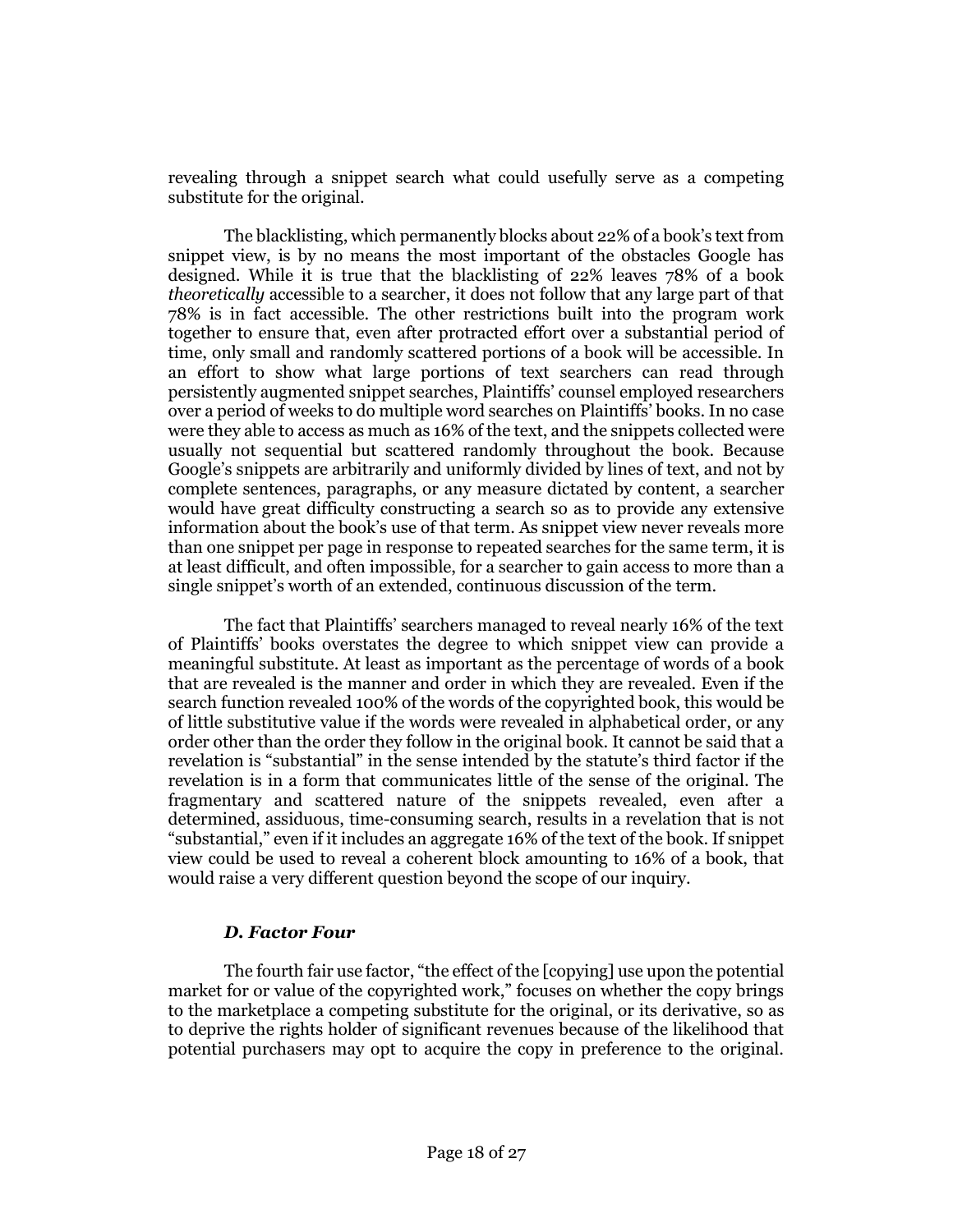revealing through a snippet search what could usefully serve as a competing substitute for the original.

The blacklisting, which permanently blocks about 22% of a book's text from snippet view, is by no means the most important of the obstacles Google has designed. While it is true that the blacklisting of 22% leaves 78% of a book *theoretically* accessible to a searcher, it does not follow that any large part of that 78% is in fact accessible. The other restrictions built into the program work together to ensure that, even after protracted effort over a substantial period of time, only small and randomly scattered portions of a book will be accessible. In an effort to show what large portions of text searchers can read through persistently augmented snippet searches, Plaintiffs' counsel employed researchers over a period of weeks to do multiple word searches on Plaintiffs' books. In no case were they able to access as much as 16% of the text, and the snippets collected were usually not sequential but scattered randomly throughout the book. Because Google's snippets are arbitrarily and uniformly divided by lines of text, and not by complete sentences, paragraphs, or any measure dictated by content, a searcher would have great difficulty constructing a search so as to provide any extensive information about the book's use of that term. As snippet view never reveals more than one snippet per page in response to repeated searches for the same term, it is at least difficult, and often impossible, for a searcher to gain access to more than a single snippet's worth of an extended, continuous discussion of the term.

The fact that Plaintiffs' searchers managed to reveal nearly 16% of the text of Plaintiffs' books overstates the degree to which snippet view can provide a meaningful substitute. At least as important as the percentage of words of a book that are revealed is the manner and order in which they are revealed. Even if the search function revealed 100% of the words of the copyrighted book, this would be of little substitutive value if the words were revealed in alphabetical order, or any order other than the order they follow in the original book. It cannot be said that a revelation is "substantial" in the sense intended by the statute's third factor if the revelation is in a form that communicates little of the sense of the original. The fragmentary and scattered nature of the snippets revealed, even after a determined, assiduous, time-consuming search, results in a revelation that is not "substantial," even if it includes an aggregate 16% of the text of the book. If snippet view could be used to reveal a coherent block amounting to 16% of a book, that would raise a very different question beyond the scope of our inquiry.

### *D. Factor Four*

The fourth fair use factor, "the effect of the [copying] use upon the potential market for or value of the copyrighted work," focuses on whether the copy brings to the marketplace a competing substitute for the original, or its derivative, so as to deprive the rights holder of significant revenues because of the likelihood that potential purchasers may opt to acquire the copy in preference to the original.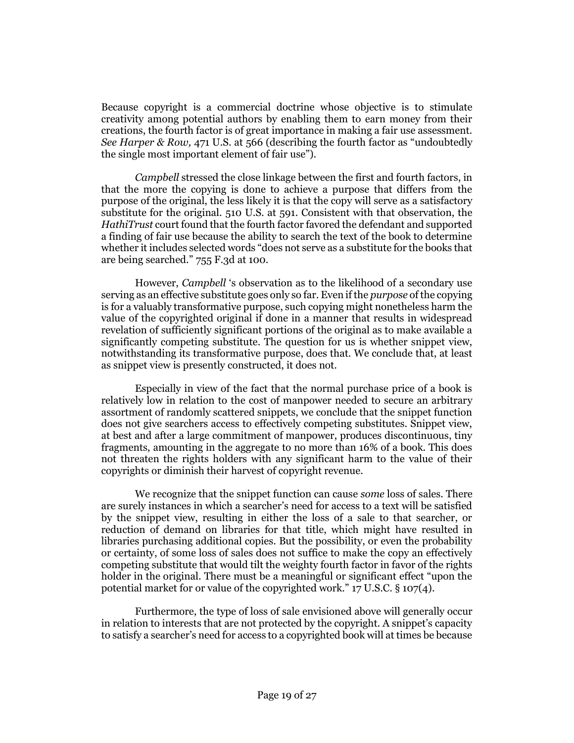Because copyright is a commercial doctrine whose objective is to stimulate creativity among potential authors by enabling them to earn money from their creations, the fourth factor is of great importance in making a fair use assessment. *See Harper & Row,* 471 U.S. at 566 (describing the fourth factor as "undoubtedly the single most important element of fair use").

*Campbell* stressed the close linkage between the first and fourth factors, in that the more the copying is done to achieve a purpose that differs from the purpose of the original, the less likely it is that the copy will serve as a satisfactory substitute for the original. 510 U.S. at 591. Consistent with that observation, the *HathiTrust* court found that the fourth factor favored the defendant and supported a finding of fair use because the ability to search the text of the book to determine whether it includes selected words "does not serve as a substitute for the books that are being searched." 755 F.3d at 100.

However, *Campbell* 's observation as to the likelihood of a secondary use serving as an effective substitute goes only so far. Even if the *purpose* of the copying is for a valuably transformative purpose, such copying might nonetheless harm the value of the copyrighted original if done in a manner that results in widespread revelation of sufficiently significant portions of the original as to make available a significantly competing substitute. The question for us is whether snippet view, notwithstanding its transformative purpose, does that. We conclude that, at least as snippet view is presently constructed, it does not.

Especially in view of the fact that the normal purchase price of a book is relatively low in relation to the cost of manpower needed to secure an arbitrary assortment of randomly scattered snippets, we conclude that the snippet function does not give searchers access to effectively competing substitutes. Snippet view, at best and after a large commitment of manpower, produces discontinuous, tiny fragments, amounting in the aggregate to no more than 16% of a book. This does not threaten the rights holders with any significant harm to the value of their copyrights or diminish their harvest of copyright revenue.

We recognize that the snippet function can cause *some* loss of sales. There are surely instances in which a searcher's need for access to a text will be satisfied by the snippet view, resulting in either the loss of a sale to that searcher, or reduction of demand on libraries for that title, which might have resulted in libraries purchasing additional copies. But the possibility, or even the probability or certainty, of some loss of sales does not suffice to make the copy an effectively competing substitute that would tilt the weighty fourth factor in favor of the rights holder in the original. There must be a meaningful or significant effect "upon the potential market for or value of the copyrighted work." 17 U.S.C. § 107(4).

Furthermore, the type of loss of sale envisioned above will generally occur in relation to interests that are not protected by the copyright. A snippet's capacity to satisfy a searcher's need for access to a copyrighted book will at times be because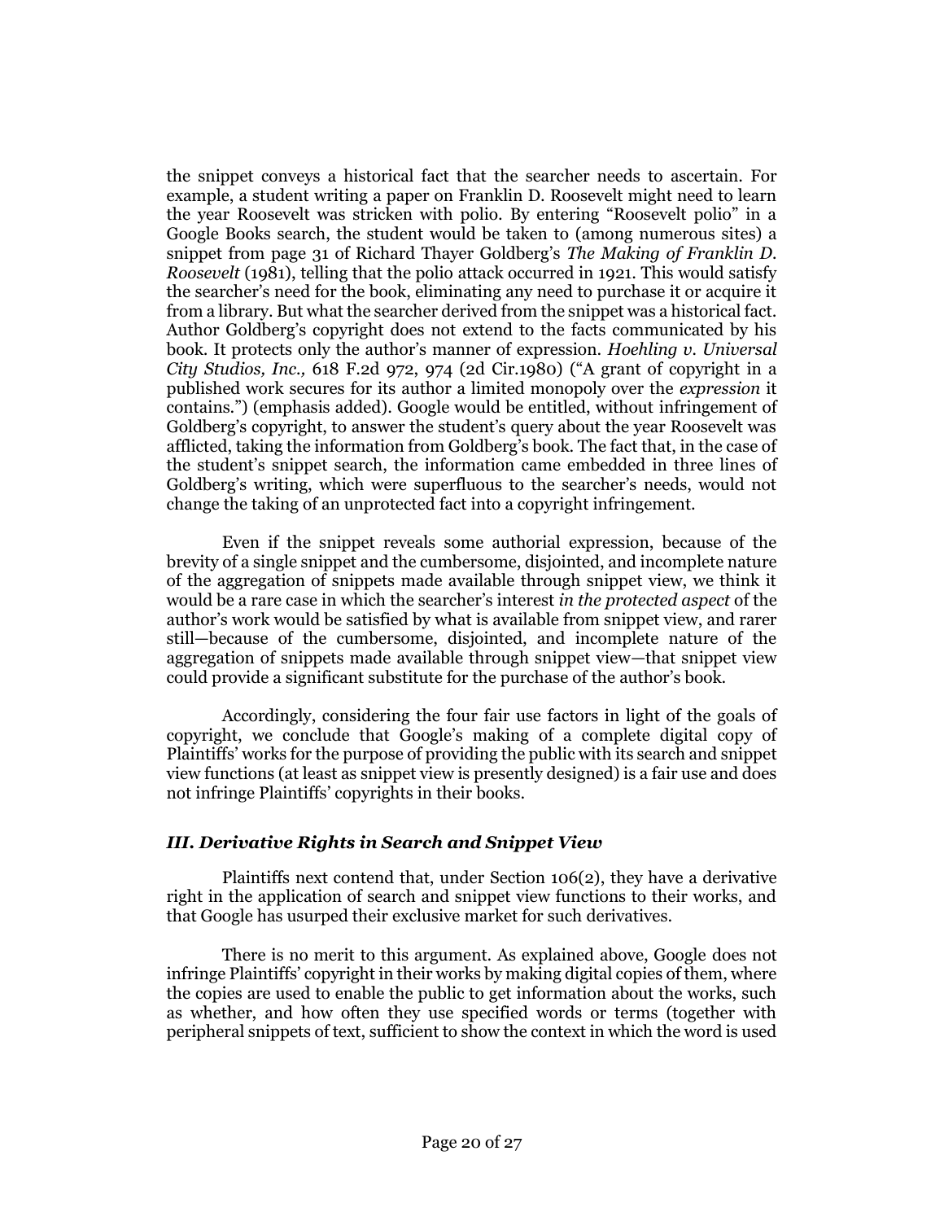the snippet conveys a historical fact that the searcher needs to ascertain. For example, a student writing a paper on Franklin D. Roosevelt might need to learn the year Roosevelt was stricken with polio. By entering "Roosevelt polio" in a Google Books search, the student would be taken to (among numerous sites) a snippet from page 31 of Richard Thayer Goldberg's *The Making of Franklin D. Roosevelt* (1981), telling that the polio attack occurred in 1921. This would satisfy the searcher's need for the book, eliminating any need to purchase it or acquire it from a library. But what the searcher derived from the snippet was a historical fact. Author Goldberg's copyright does not extend to the facts communicated by his book. It protects only the author's manner of expression. *Hoehling v. Universal City Studios, Inc.,* 618 F.2d 972, 974 (2d Cir.1980) ("A grant of copyright in a published work secures for its author a limited monopoly over the *expression* it contains.") (emphasis added). Google would be entitled, without infringement of Goldberg's copyright, to answer the student's query about the year Roosevelt was afflicted, taking the information from Goldberg's book. The fact that, in the case of the student's snippet search, the information came embedded in three lines of Goldberg's writing, which were superfluous to the searcher's needs, would not change the taking of an unprotected fact into a copyright infringement.

Even if the snippet reveals some authorial expression, because of the brevity of a single snippet and the cumbersome, disjointed, and incomplete nature of the aggregation of snippets made available through snippet view, we think it would be a rare case in which the searcher's interest *in the protected aspect* of the author's work would be satisfied by what is available from snippet view, and rarer still—because of the cumbersome, disjointed, and incomplete nature of the aggregation of snippets made available through snippet view—that snippet view could provide a significant substitute for the purchase of the author's book.

Accordingly, considering the four fair use factors in light of the goals of copyright, we conclude that Google's making of a complete digital copy of Plaintiffs' works for the purpose of providing the public with its search and snippet view functions (at least as snippet view is presently designed) is a fair use and does not infringe Plaintiffs' copyrights in their books.

### *III. Derivative Rights in Search and Snippet View*

Plaintiffs next contend that, under Section 106(2), they have a derivative right in the application of search and snippet view functions to their works, and that Google has usurped their exclusive market for such derivatives.

There is no merit to this argument. As explained above, Google does not infringe Plaintiffs' copyright in their works by making digital copies of them, where the copies are used to enable the public to get information about the works, such as whether, and how often they use specified words or terms (together with peripheral snippets of text, sufficient to show the context in which the word is used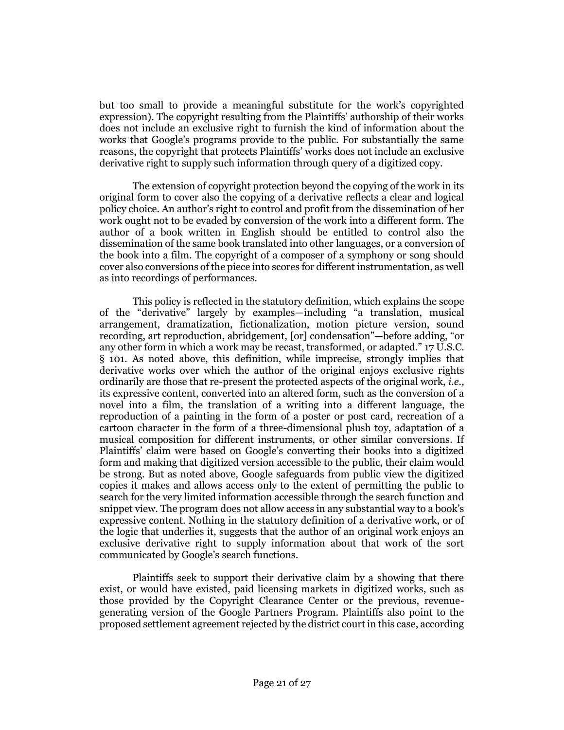but too small to provide a meaningful substitute for the work's copyrighted expression). The copyright resulting from the Plaintiffs' authorship of their works does not include an exclusive right to furnish the kind of information about the works that Google's programs provide to the public. For substantially the same reasons, the copyright that protects Plaintiffs' works does not include an exclusive derivative right to supply such information through query of a digitized copy.

The extension of copyright protection beyond the copying of the work in its original form to cover also the copying of a derivative reflects a clear and logical policy choice. An author's right to control and profit from the dissemination of her work ought not to be evaded by conversion of the work into a different form. The author of a book written in English should be entitled to control also the dissemination of the same book translated into other languages, or a conversion of the book into a film. The copyright of a composer of a symphony or song should cover also conversions of the piece into scores for different instrumentation, as well as into recordings of performances.

This policy is reflected in the statutory definition, which explains the scope of the "derivative" largely by examples—including "a translation, musical arrangement, dramatization, fictionalization, motion picture version, sound recording, art reproduction, abridgement, [or] condensation"—before adding, "or any other form in which a work may be recast, transformed, or adapted." 17 U.S.C. § 101. As noted above, this definition, while imprecise, strongly implies that derivative works over which the author of the original enjoys exclusive rights ordinarily are those that re-present the protected aspects of the original work, *i.e.,* its expressive content, converted into an altered form, such as the conversion of a novel into a film, the translation of a writing into a different language, the reproduction of a painting in the form of a poster or post card, recreation of a cartoon character in the form of a three-dimensional plush toy, adaptation of a musical composition for different instruments, or other similar conversions. If Plaintiffs' claim were based on Google's converting their books into a digitized form and making that digitized version accessible to the public, their claim would be strong. But as noted above, Google safeguards from public view the digitized copies it makes and allows access only to the extent of permitting the public to search for the very limited information accessible through the search function and snippet view. The program does not allow access in any substantial way to a book's expressive content. Nothing in the statutory definition of a derivative work, or of the logic that underlies it, suggests that the author of an original work enjoys an exclusive derivative right to supply information about that work of the sort communicated by Google's search functions.

Plaintiffs seek to support their derivative claim by a showing that there exist, or would have existed, paid licensing markets in digitized works, such as those provided by the Copyright Clearance Center or the previous, revenue-generating version of the Google Partners Program. Plaintiffs also point to the proposed settlement agreement rejected by the district court in this case, according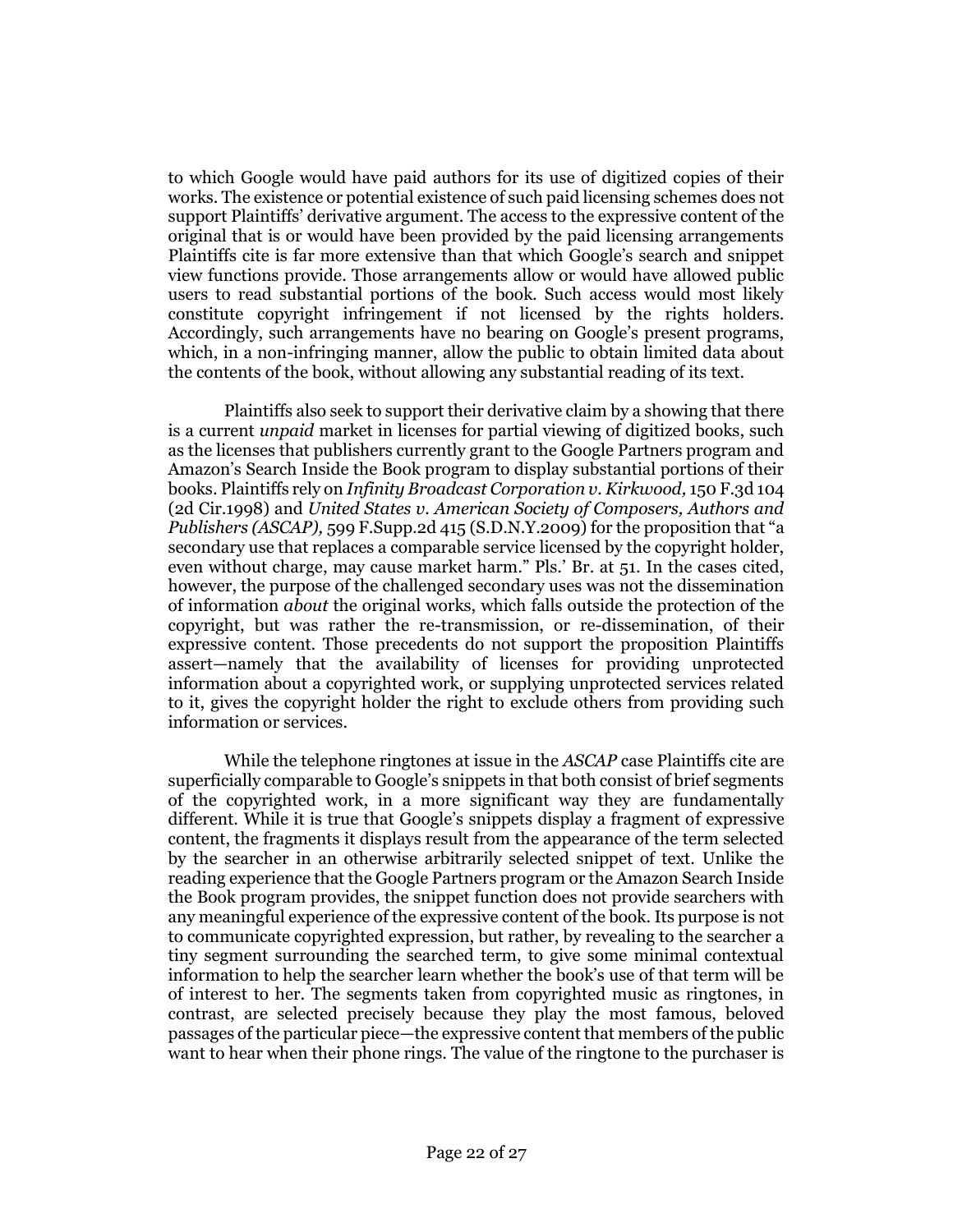to which Google would have paid authors for its use of digitized copies of their works. The existence or potential existence of such paid licensing schemes does not support Plaintiffs' derivative argument. The access to the expressive content of the original that is or would have been provided by the paid licensing arrangements Plaintiffs cite is far more extensive than that which Google's search and snippet view functions provide. Those arrangements allow or would have allowed public users to read substantial portions of the book. Such access would most likely constitute copyright infringement if not licensed by the rights holders. Accordingly, such arrangements have no bearing on Google's present programs, which, in a non-infringing manner, allow the public to obtain limited data about the contents of the book, without allowing any substantial reading of its text.

Plaintiffs also seek to support their derivative claim by a showing that there is a current *unpaid* market in licenses for partial viewing of digitized books, such as the licenses that publishers currently grant to the Google Partners program and Amazon's Search Inside the Book program to display substantial portions of their books. Plaintiffs rely on *Infinity Broadcast Corporation v. Kirkwood,* 150 F.3d 104 (2d Cir.1998) and *United States v. American Society of Composers, Authors and Publishers (ASCAP),* 599 F.Supp.2d 415 (S.D.N.Y.2009) for the proposition that "a secondary use that replaces a comparable service licensed by the copyright holder, even without charge, may cause market harm." Pls.' Br. at 51. In the cases cited, however, the purpose of the challenged secondary uses was not the dissemination of information *about* the original works, which falls outside the protection of the copyright, but was rather the re-transmission, or re-dissemination, of their expressive content. Those precedents do not support the proposition Plaintiffs assert—namely that the availability of licenses for providing unprotected information about a copyrighted work, or supplying unprotected services related to it, gives the copyright holder the right to exclude others from providing such information or services.

While the telephone ringtones at issue in the *ASCAP* case Plaintiffs cite are superficially comparable to Google's snippets in that both consist of brief segments of the copyrighted work, in a more significant way they are fundamentally different. While it is true that Google's snippets display a fragment of expressive content, the fragments it displays result from the appearance of the term selected by the searcher in an otherwise arbitrarily selected snippet of text. Unlike the reading experience that the Google Partners program or the Amazon Search Inside the Book program provides, the snippet function does not provide searchers with any meaningful experience of the expressive content of the book. Its purpose is not to communicate copyrighted expression, but rather, by revealing to the searcher a tiny segment surrounding the searched term, to give some minimal contextual information to help the searcher learn whether the book's use of that term will be of interest to her. The segments taken from copyrighted music as ringtones, in contrast, are selected precisely because they play the most famous, beloved passages of the particular piece—the expressive content that members of the public want to hear when their phone rings. The value of the ringtone to the purchaser is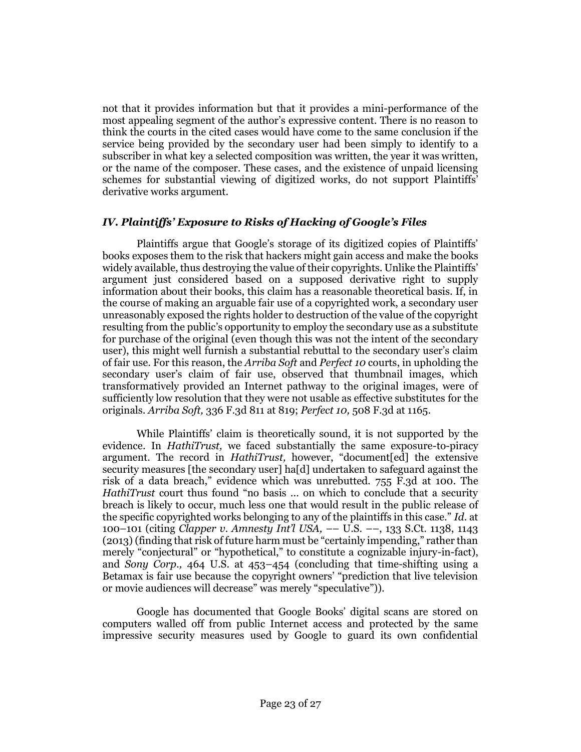not that it provides information but that it provides a mini-performance of the most appealing segment of the author's expressive content. There is no reason to think the courts in the cited cases would have come to the same conclusion if the service being provided by the secondary user had been simply to identify to a subscriber in what key a selected composition was written, the year it was written, or the name of the composer. These cases, and the existence of unpaid licensing schemes for substantial viewing of digitized works, do not support Plaintiffs' derivative works argument.

### *IV. Plaintiffs' Exposure to Risks of Hacking of Google's Files*

Plaintiffs argue that Google's storage of its digitized copies of Plaintiffs' books exposes them to the risk that hackers might gain access and make the books widely available, thus destroying the value of their copyrights. Unlike the Plaintiffs' argument just considered based on a supposed derivative right to supply information about their books, this claim has a reasonable theoretical basis. If, in the course of making an arguable fair use of a copyrighted work, a secondary user unreasonably exposed the rights holder to destruction of the value of the copyright resulting from the public's opportunity to employ the secondary use as a substitute for purchase of the original (even though this was not the intent of the secondary user), this might well furnish a substantial rebuttal to the secondary user's claim of fair use. For this reason, the *Arriba Soft* and *Perfect 10* courts, in upholding the secondary user's claim of fair use, observed that thumbnail images, which transformatively provided an Internet pathway to the original images, were of sufficiently low resolution that they were not usable as effective substitutes for the originals. *Arriba Soft,* 336 F.3d 811 at 819; *Perfect 10,* 508 F.3d at 1165.

While Plaintiffs' claim is theoretically sound, it is not supported by the evidence. In *HathiTrust,* we faced substantially the same exposure-to-piracy argument. The record in *HathiTrust,* however, "document[ed] the extensive security measures [the secondary user] ha[d] undertaken to safeguard against the risk of a data breach," evidence which was unrebutted. 755 F.3d at 100. The *HathiTrust* court thus found "no basis ... on which to conclude that a security breach is likely to occur, much less one that would result in the public release of the specific copyrighted works belonging to any of the plaintiffs in this case." *Id.* at 100–101 (citing *Clapper v. Amnesty Int'l USA,* –– U.S. ––, 133 S.Ct. 1138, 1143 (2013) (finding that risk of future harm must be "certainly impending," rather than merely "conjectural" or "hypothetical," to constitute a cognizable injury-in-fact), and *Sony Corp.,* 464 U.S. at 453–454 (concluding that time-shifting using a Betamax is fair use because the copyright owners' "prediction that live television or movie audiences will decrease" was merely "speculative")).

Google has documented that Google Books' digital scans are stored on computers walled off from public Internet access and protected by the same impressive security measures used by Google to guard its own confidential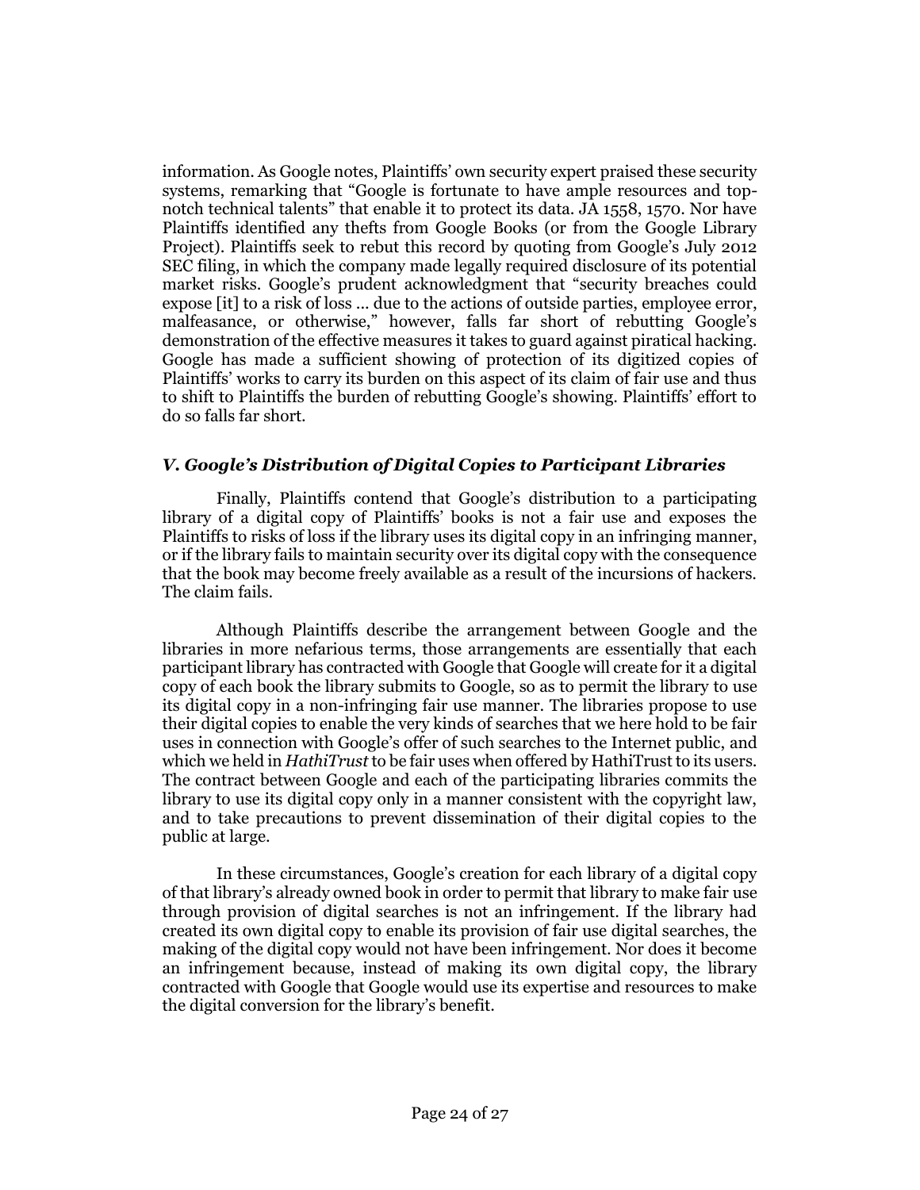information. As Google notes, Plaintiffs' own security expert praised these security systems, remarking that "Google is fortunate to have ample resources and top-notch technical talents" that enable it to protect its data. JA 1558, 1570. Nor have Plaintiffs identified any thefts from Google Books (or from the Google Library Project). Plaintiffs seek to rebut this record by quoting from Google's July 2012 SEC filing, in which the company made legally required disclosure of its potential market risks. Google's prudent acknowledgment that "security breaches could expose [it] to a risk of loss ... due to the actions of outside parties, employee error, malfeasance, or otherwise," however, falls far short of rebutting Google's demonstration of the effective measures it takes to guard against piratical hacking. Google has made a sufficient showing of protection of its digitized copies of Plaintiffs' works to carry its burden on this aspect of its claim of fair use and thus to shift to Plaintiffs the burden of rebutting Google's showing. Plaintiffs' effort to do so falls far short.

### *V. Google's Distribution of Digital Copies to Participant Libraries*

Finally, Plaintiffs contend that Google's distribution to a participating library of a digital copy of Plaintiffs' books is not a fair use and exposes the Plaintiffs to risks of loss if the library uses its digital copy in an infringing manner, or if the library fails to maintain security over its digital copy with the consequence that the book may become freely available as a result of the incursions of hackers. The claim fails.

Although Plaintiffs describe the arrangement between Google and the libraries in more nefarious terms, those arrangements are essentially that each participant library has contracted with Google that Google will create for it a digital copy of each book the library submits to Google, so as to permit the library to use its digital copy in a non-infringing fair use manner. The libraries propose to use their digital copies to enable the very kinds of searches that we here hold to be fair uses in connection with Google's offer of such searches to the Internet public, and which we held in *HathiTrust* to be fair uses when offered by HathiTrust to its users. The contract between Google and each of the participating libraries commits the library to use its digital copy only in a manner consistent with the copyright law, and to take precautions to prevent dissemination of their digital copies to the public at large.

In these circumstances, Google's creation for each library of a digital copy of that library's already owned book in order to permit that library to make fair use through provision of digital searches is not an infringement. If the library had created its own digital copy to enable its provision of fair use digital searches, the making of the digital copy would not have been infringement. Nor does it become an infringement because, instead of making its own digital copy, the library contracted with Google that Google would use its expertise and resources to make the digital conversion for the library's benefit.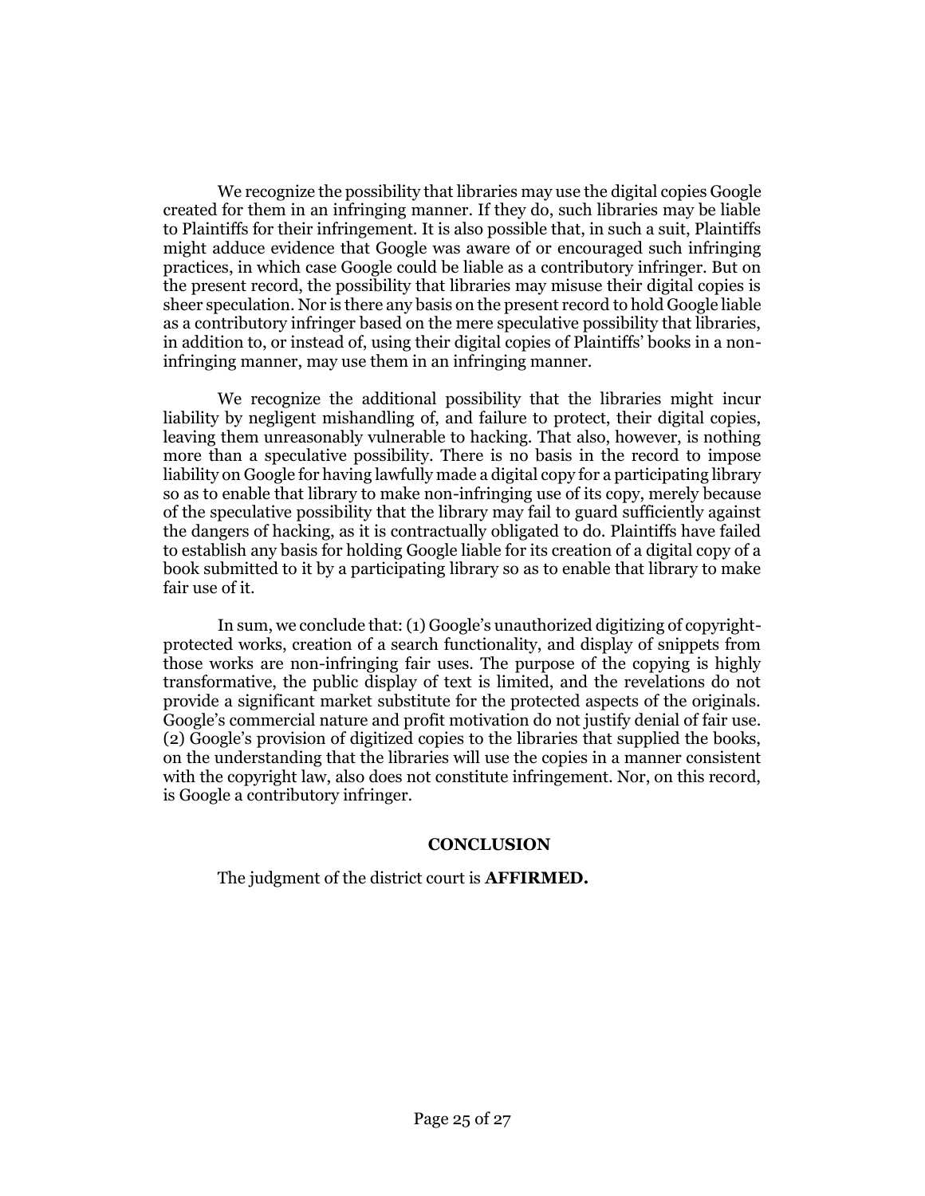We recognize the possibility that libraries may use the digital copies Google created for them in an infringing manner. If they do, such libraries may be liable to Plaintiffs for their infringement. It is also possible that, in such a suit, Plaintiffs might adduce evidence that Google was aware of or encouraged such infringing practices, in which case Google could be liable as a contributory infringer. But on the present record, the possibility that libraries may misuse their digital copies is sheer speculation. Nor is there any basis on the present record to hold Google liable as a contributory infringer based on the mere speculative possibility that libraries, in addition to, or instead of, using their digital copies of Plaintiffs' books in a non-infringing manner, may use them in an infringing manner.

We recognize the additional possibility that the libraries might incur liability by negligent mishandling of, and failure to protect, their digital copies, leaving them unreasonably vulnerable to hacking. That also, however, is nothing more than a speculative possibility. There is no basis in the record to impose liability on Google for having lawfully made a digital copy for a participating library so as to enable that library to make non-infringing use of its copy, merely because of the speculative possibility that the library may fail to guard sufficiently against the dangers of hacking, as it is contractually obligated to do. Plaintiffs have failed to establish any basis for holding Google liable for its creation of a digital copy of a book submitted to it by a participating library so as to enable that library to make fair use of it.

In sum, we conclude that: (1) Google's unauthorized digitizing of copyright-protected works, creation of a search functionality, and display of snippets from those works are non-infringing fair uses. The purpose of the copying is highly transformative, the public display of text is limited, and the revelations do not provide a significant market substitute for the protected aspects of the originals. Google's commercial nature and profit motivation do not justify denial of fair use. (2) Google's provision of digitized copies to the libraries that supplied the books, on the understanding that the libraries will use the copies in a manner consistent with the copyright law, also does not constitute infringement. Nor, on this record, is Google a contributory infringer.

## CONCLUSION

The judgment of the district court is **AFFIRMED.**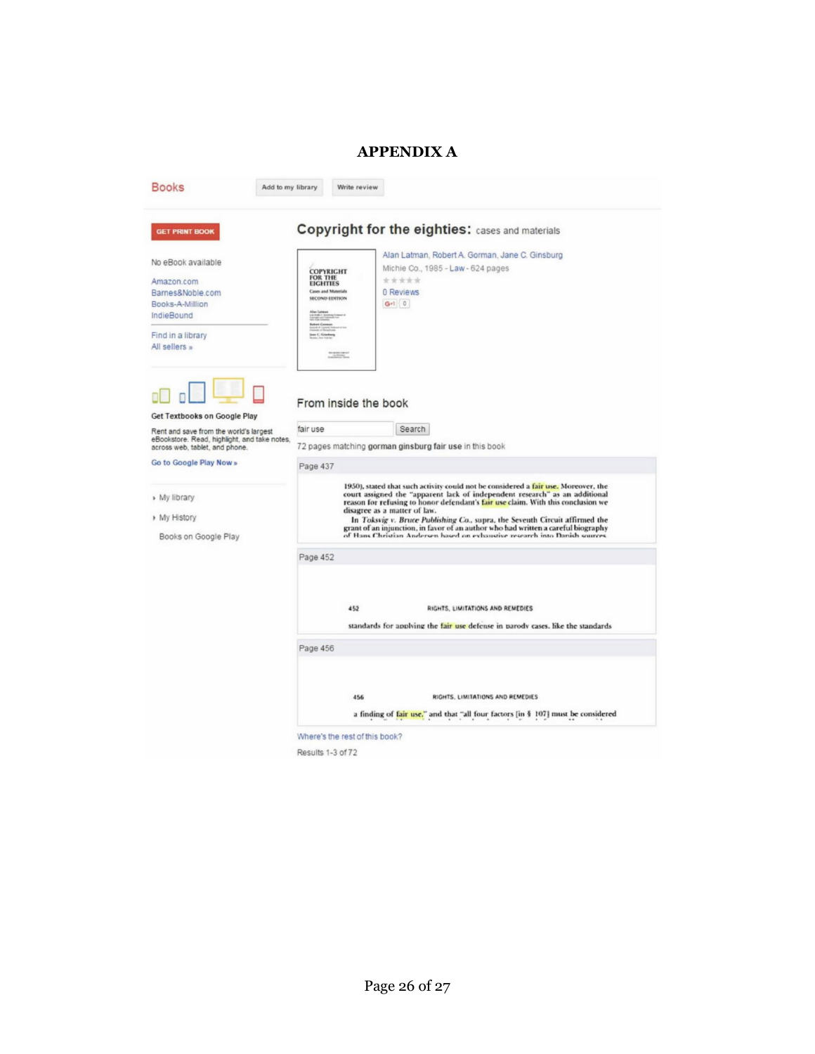# APPENDIX A

Books | Add to my library | Write review

GET PRINT BOOK

No eBook available

Amazon.com
Barnes&Noble.com
Books-A-Million
IndieBound

Find in a library
All sellers »

Get Textbooks on Google Play

Rent and save from the world's largest eBookstore. Read, highlight, and take notes, across web, tablet, and phone.

Go to Google Play Now »

My library
My History
Books on Google Play

## Copyright for the eighties: cases and materials

COPYRIGHT FOR THE EIGHTIES Cases and Materials SECOND EDITION

Alan Latman, Robert A. Gorman, Jane C. Ginsburg
Michie Co., 1985 - Law - 624 pages

0 Reviews

### From inside the book

fair use | Search

72 pages matching **gorman ginsburg fair use** in this book

Page 437

1950), stated that such activity could not be considered a fair use. Moreover, the court assigned the "apparent lack of independent research" as an additional reason for refusing to honor defendant's fair use claim. With this conclusion we disagree as a matter of law.

In *Toksvig v. Bruce Publishing Co.*, supra, the Seventh Circuit affirmed the grant of an injunction, in favor of an author who had written a careful biography of Hans Christian Andersen based on exhaustive research into Danish sources

Page 452

452 RIGHTS, LIMITATIONS AND REMEDIES

standards for applying the fair use defense in parody cases, like the standards

Page 456

456 RIGHTS, LIMITATIONS AND REMEDIES

a finding of fair use," and that "all four factors [in § 107] must be considered

Where's the rest of this book?

Results 1-3 of 72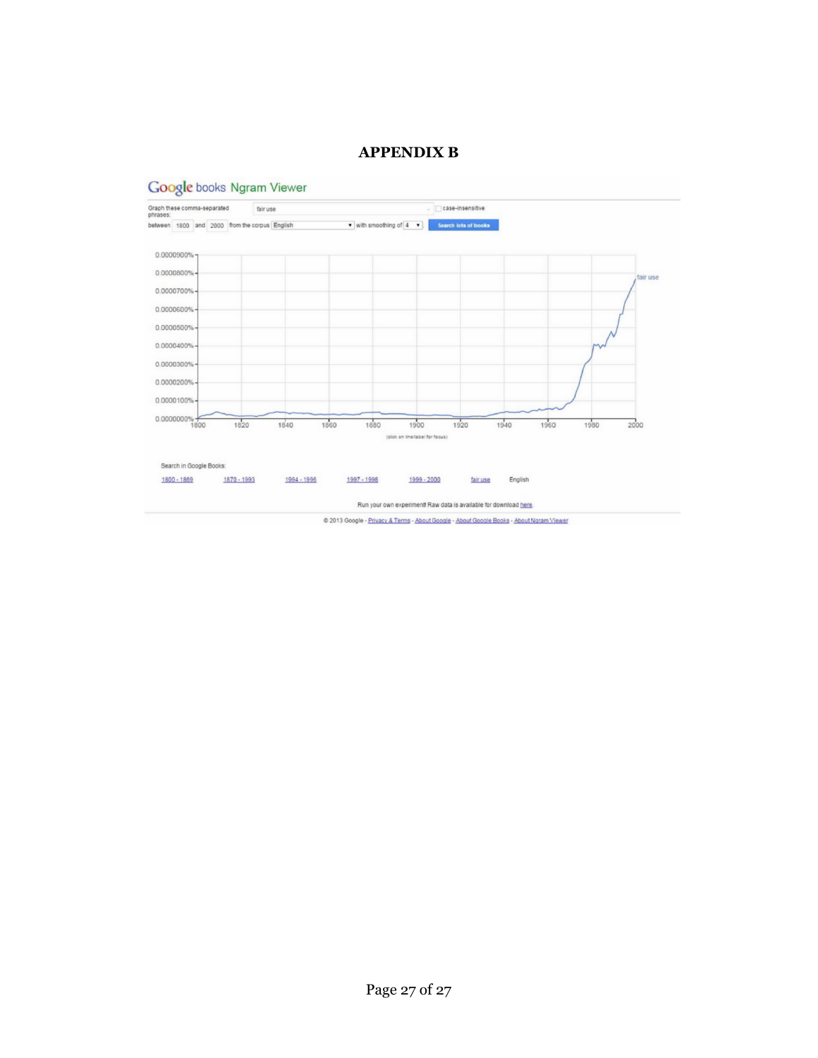## APPENDIX B

Google books Ngram Viewer

Graph these comma-separated phrases: fair use

case-insensitive

between 1800 and 2000 from the corpus English with smoothing of 4

Search lots of books

0.0000900%
0.0000800%
0.0000700%
0.0000600%
0.0000500%
0.0000400%
0.0000300%
0.0000200%
0.0000100%
0.0000000%

1800 1820 1840 1860 1880 1900 1920 1940 1960 1980 2000

fair use

(click on line/label for focus)

Search in Google Books:

1800 - 1869 1870 - 1993 1994 - 1996 1997 - 1998 1999 - 2000 fair use English

Run your own experiment! Raw data is available for download here.

© 2013 Google - Privacy & Terms - About Google - About Google Books - About Ngram Viewer